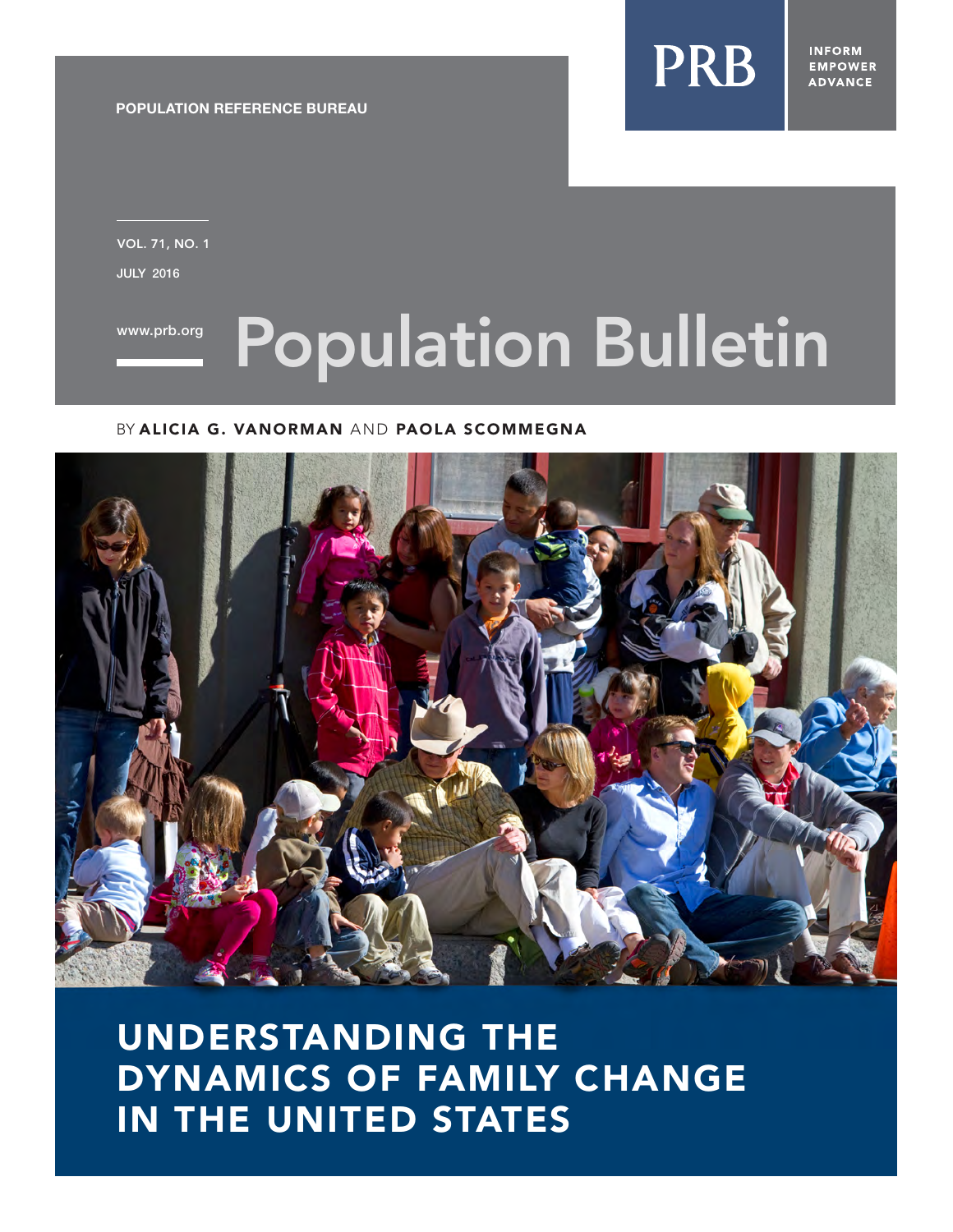POPULATION REFERENCE BUREAU

PRB

INFORM
EMPOWER
ADVANCE

VOL. 71, NO. 1

JULY 2016

www.prb.org

# Population Bulletin

BY **ALICIA G. VANORMAN** AND **PAOLA SCOMMEGNA**

## UNDERSTANDING THE DYNAMICS OF FAMILY CHANGE IN THE UNITED STATES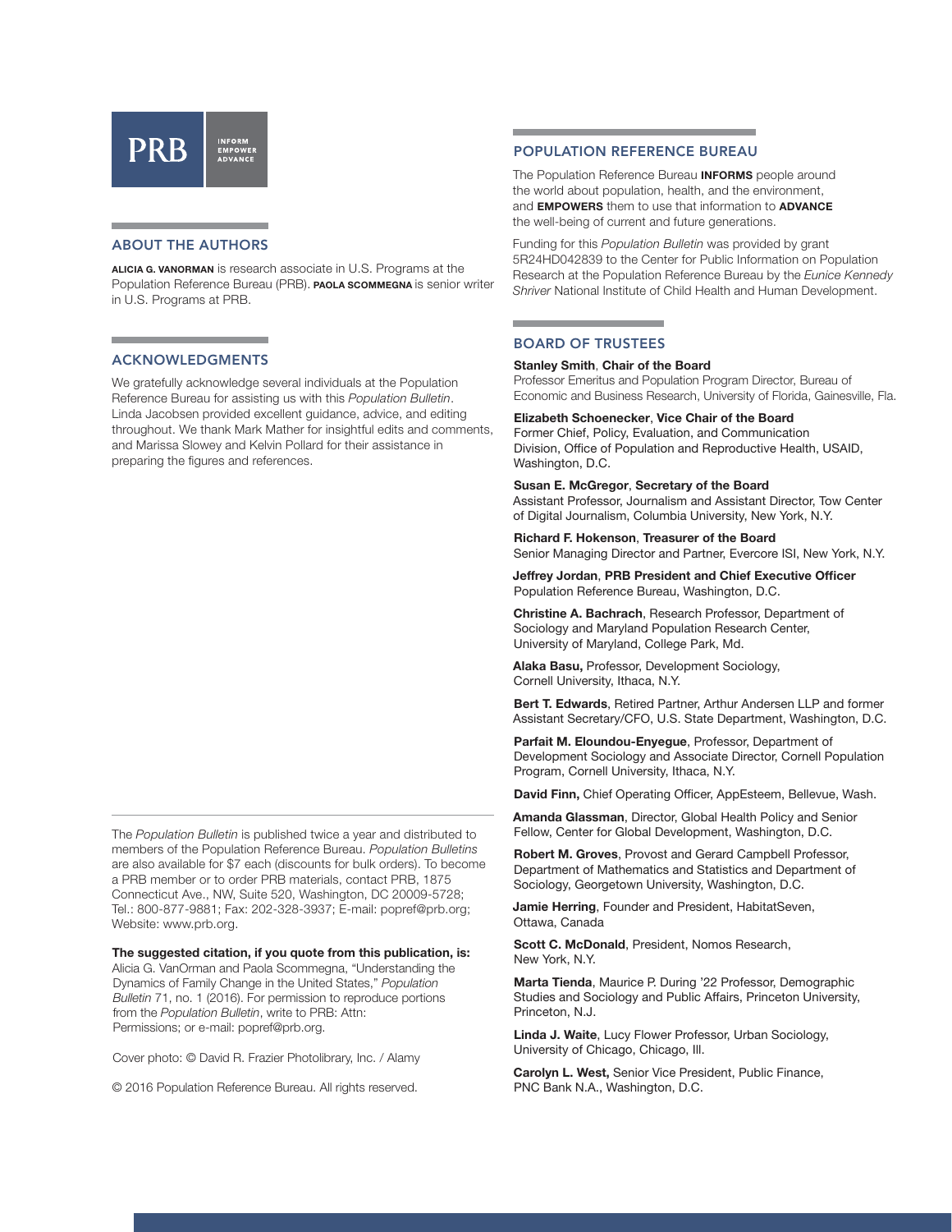PRB INFORM EMPOWER ADVANCE

## ABOUT THE AUTHORS

**ALICIA G. VANORMAN** is research associate in U.S. Programs at the Population Reference Bureau (PRB). **PAOLA SCOMMEGNA** is senior writer in U.S. Programs at PRB.

## ACKNOWLEDGMENTS

We gratefully acknowledge several individuals at the Population Reference Bureau for assisting us with this *Population Bulletin*. Linda Jacobsen provided excellent guidance, advice, and editing throughout. We thank Mark Mather for insightful edits and comments, and Marissa Slowey and Kelvin Pollard for their assistance in preparing the figures and references.

The *Population Bulletin* is published twice a year and distributed to members of the Population Reference Bureau. *Population Bulletins* are also available for $7 each (discounts for bulk orders). To become a PRB member or to order PRB materials, contact PRB, 1875 Connecticut Ave., NW, Suite 520, Washington, DC 20009-5728; Tel.: 800-877-9881; Fax: 202-328-3937; E-mail: popref@prb.org; Website: www.prb.org.

**The suggested citation, if you quote from this publication, is:** Alicia G. VanOrman and Paola Scommegna, "Understanding the Dynamics of Family Change in the United States," *Population Bulletin* 71, no. 1 (2016). For permission to reproduce portions from the *Population Bulletin*, write to PRB: Attn: Permissions; or e-mail: popref@prb.org.

Cover photo: © David R. Frazier Photolibrary, Inc. / Alamy

© 2016 Population Reference Bureau. All rights reserved.

## POPULATION REFERENCE BUREAU

The Population Reference Bureau **INFORMS** people around the world about population, health, and the environment, and **EMPOWERS** them to use that information to **ADVANCE** the well-being of current and future generations.

Funding for this *Population Bulletin* was provided by grant 5R24HD042839 to the Center for Public Information on Population Research at the Population Reference Bureau by the *Eunice Kennedy Shriver* National Institute of Child Health and Human Development.

## BOARD OF TRUSTEES

**Stanley Smith**, **Chair of the Board**
Professor Emeritus and Population Program Director, Bureau of Economic and Business Research, University of Florida, Gainesville, Fla.

**Elizabeth Schoenecker**, **Vice Chair of the Board**
Former Chief, Policy, Evaluation, and Communication Division, Office of Population and Reproductive Health, USAID, Washington, D.C.

**Susan E. McGregor**, **Secretary of the Board**
Assistant Professor, Journalism and Assistant Director, Tow Center of Digital Journalism, Columbia University, New York, N.Y.

**Richard F. Hokenson**, **Treasurer of the Board**
Senior Managing Director and Partner, Evercore ISI, New York, N.Y.

**Jeffrey Jordan**, **PRB President and Chief Executive Officer**
Population Reference Bureau, Washington, D.C.

**Christine A. Bachrach**, Research Professor, Department of Sociology and Maryland Population Research Center, University of Maryland, College Park, Md.

**Alaka Basu,** Professor, Development Sociology, Cornell University, Ithaca, N.Y.

**Bert T. Edwards**, Retired Partner, Arthur Andersen LLP and former Assistant Secretary/CFO, U.S. State Department, Washington, D.C.

**Parfait M. Eloundou-Enyegue**, Professor, Department of Development Sociology and Associate Director, Cornell Population Program, Cornell University, Ithaca, N.Y.

**David Finn,** Chief Operating Officer, AppEsteem, Bellevue, Wash.

**Amanda Glassman**, Director, Global Health Policy and Senior Fellow, Center for Global Development, Washington, D.C.

**Robert M. Groves**, Provost and Gerard Campbell Professor, Department of Mathematics and Statistics and Department of Sociology, Georgetown University, Washington, D.C.

**Jamie Herring**, Founder and President, HabitatSeven, Ottawa, Canada

**Scott C. McDonald**, President, Nomos Research, New York, N.Y.

**Marta Tienda**, Maurice P. During '22 Professor, Demographic Studies and Sociology and Public Affairs, Princeton University, Princeton, N.J.

**Linda J. Waite**, Lucy Flower Professor, Urban Sociology, University of Chicago, Chicago, Ill.

**Carolyn L. West,** Senior Vice President, Public Finance, PNC Bank N.A., Washington, D.C.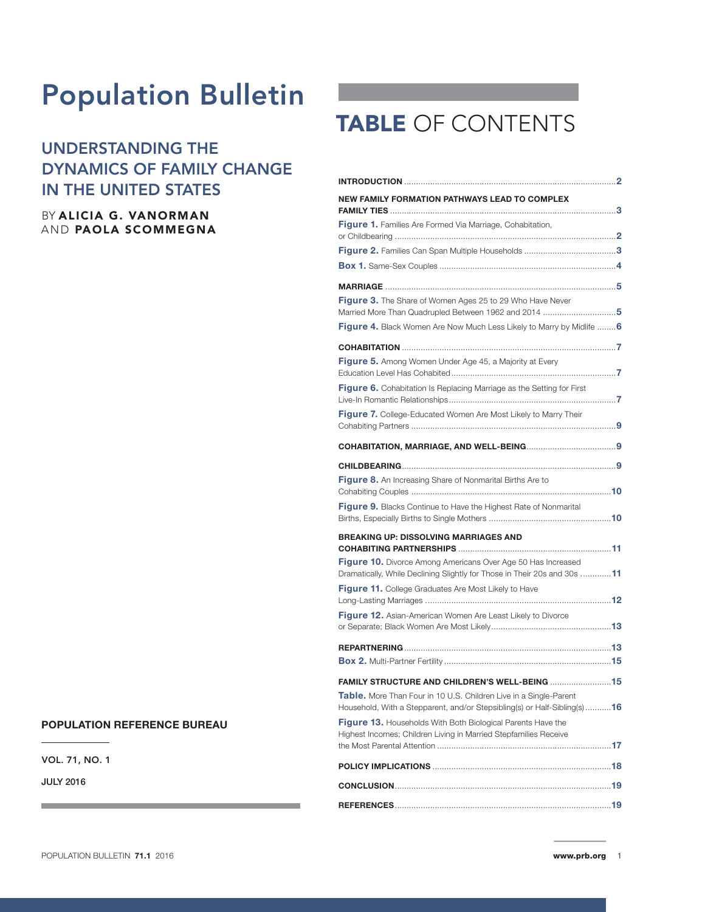# Population Bulletin

## UNDERSTANDING THE DYNAMICS OF FAMILY CHANGE IN THE UNITED STATES

BY **ALICIA G. VANORMAN** AND **PAOLA SCOMMEGNA**

**POPULATION REFERENCE BUREAU**

VOL. 71, NO. 1

JULY 2016

# TABLE OF CONTENTS

**INTRODUCTION** ........................................ **2**

**NEW FAMILY FORMATION PATHWAYS LEAD TO COMPLEX FAMILY TIES** ........................................ **3**

**Figure 1.** Families Are Formed Via Marriage, Cohabitation, or Childbearing ........................................ **2**

**Figure 2.** Families Can Span Multiple Households ........................................ **3**

**Box 1.** Same-Sex Couples ........................................ **4**

**MARRIAGE** ........................................ **5**

**Figure 3.** The Share of Women Ages 25 to 29 Who Have Never Married More Than Quadrupled Between 1962 and 2014 ........................................ **5**

**Figure 4.** Black Women Are Now Much Less Likely to Marry by Midlife ........................................ **6**

**COHABITATION** ........................................ **7**

**Figure 5.** Among Women Under Age 45, a Majority at Every Education Level Has Cohabited ........................................ **7**

**Figure 6.** Cohabitation Is Replacing Marriage as the Setting for First Live-In Romantic Relationships ........................................ **7**

**Figure 7.** College-Educated Women Are Most Likely to Marry Their Cohabiting Partners ........................................ **9**

**COHABITATION, MARRIAGE, AND WELL-BEING** ........................................ **9**

**CHILDBEARING** ........................................ **9**

**Figure 8.** An Increasing Share of Nonmarital Births Are to Cohabiting Couples ........................................ **10**

**Figure 9.** Blacks Continue to Have the Highest Rate of Nonmarital Births, Especially Births to Single Mothers ........................................ **10**

**BREAKING UP: DISSOLVING MARRIAGES AND COHABITING PARTNERSHIPS** ........................................ **11**

**Figure 10.** Divorce Among Americans Over Age 50 Has Increased Dramatically, While Declining Slightly for Those in Their 20s and 30s ........................................ **11**

**Figure 11.** College Graduates Are Most Likely to Have Long-Lasting Marriages ........................................ **12**

**Figure 12.** Asian-American Women Are Least Likely to Divorce or Separate; Black Women Are Most Likely ........................................ **13**

**REPARTNERING** ........................................ **13**

**Box 2.** Multi-Partner Fertility ........................................ **15**

**FAMILY STRUCTURE AND CHILDREN'S WELL-BEING** ........................................ **15**

**Table.** More Than Four in 10 U.S. Children Live in a Single-Parent Household, With a Stepparent, and/or Stepsibling(s) or Half-Sibling(s) ........................................ **16**

**Figure 13.** Households With Both Biological Parents Have the Highest Incomes; Children Living in Married Stepfamilies Receive the Most Parental Attention ........................................ **17**

**POLICY IMPLICATIONS** ........................................ **18**

**CONCLUSION** ........................................ **19**

**REFERENCES** ........................................ **19**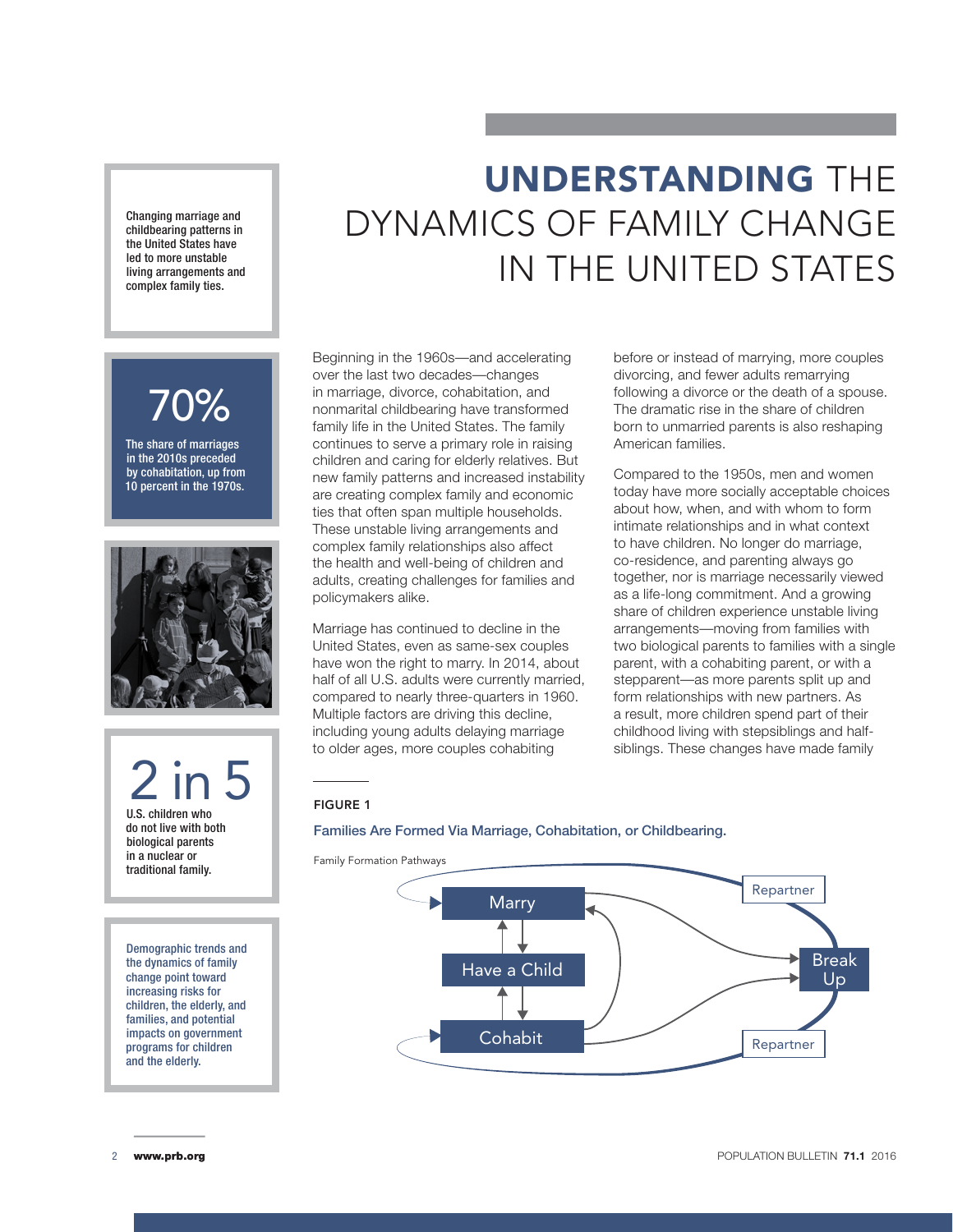# **UNDERSTANDING** THE DYNAMICS OF FAMILY CHANGE IN THE UNITED STATES

Changing marriage and childbearing patterns in the United States have led to more unstable living arrangements and complex family ties.

**70%**

The share of marriages in the 2010s preceded by cohabitation, up from 10 percent in the 1970s.

**2 in 5**

U.S. children who do not live with both biological parents in a nuclear or traditional family.

Demographic trends and the dynamics of family change point toward increasing risks for children, the elderly, and families, and potential impacts on government programs for children and the elderly.

Beginning in the 1960s—and accelerating over the last two decades—changes in marriage, divorce, cohabitation, and nonmarital childbearing have transformed family life in the United States. The family continues to serve a primary role in raising children and caring for elderly relatives. But new family patterns and increased instability are creating complex family and economic ties that often span multiple households. These unstable living arrangements and complex family relationships also affect the health and well-being of children and adults, creating challenges for families and policymakers alike.

Marriage has continued to decline in the United States, even as same-sex couples have won the right to marry. In 2014, about half of all U.S. adults were currently married, compared to nearly three-quarters in 1960. Multiple factors are driving this decline, including young adults delaying marriage to older ages, more couples cohabiting before or instead of marrying, more couples divorcing, and fewer adults remarrying following a divorce or the death of a spouse. The dramatic rise in the share of children born to unmarried parents is also reshaping American families.

Compared to the 1950s, men and women today have more socially acceptable choices about how, when, and with whom to form intimate relationships and in what context to have children. No longer do marriage, co-residence, and parenting always go together, nor is marriage necessarily viewed as a life-long commitment. And a growing share of children experience unstable living arrangements—moving from families with two biological parents to families with a single parent, with a cohabiting parent, or with a stepparent—as more parents split up and form relationships with new partners. As a result, more children spend part of their childhood living with stepsiblings and half-siblings. These changes have made family

**FIGURE 1**

Families Are Formed Via Marriage, Cohabitation, or Childbearing.

Family Formation Pathways

Marry · Have a Child · Cohabit · Break Up · Repartner · Repartner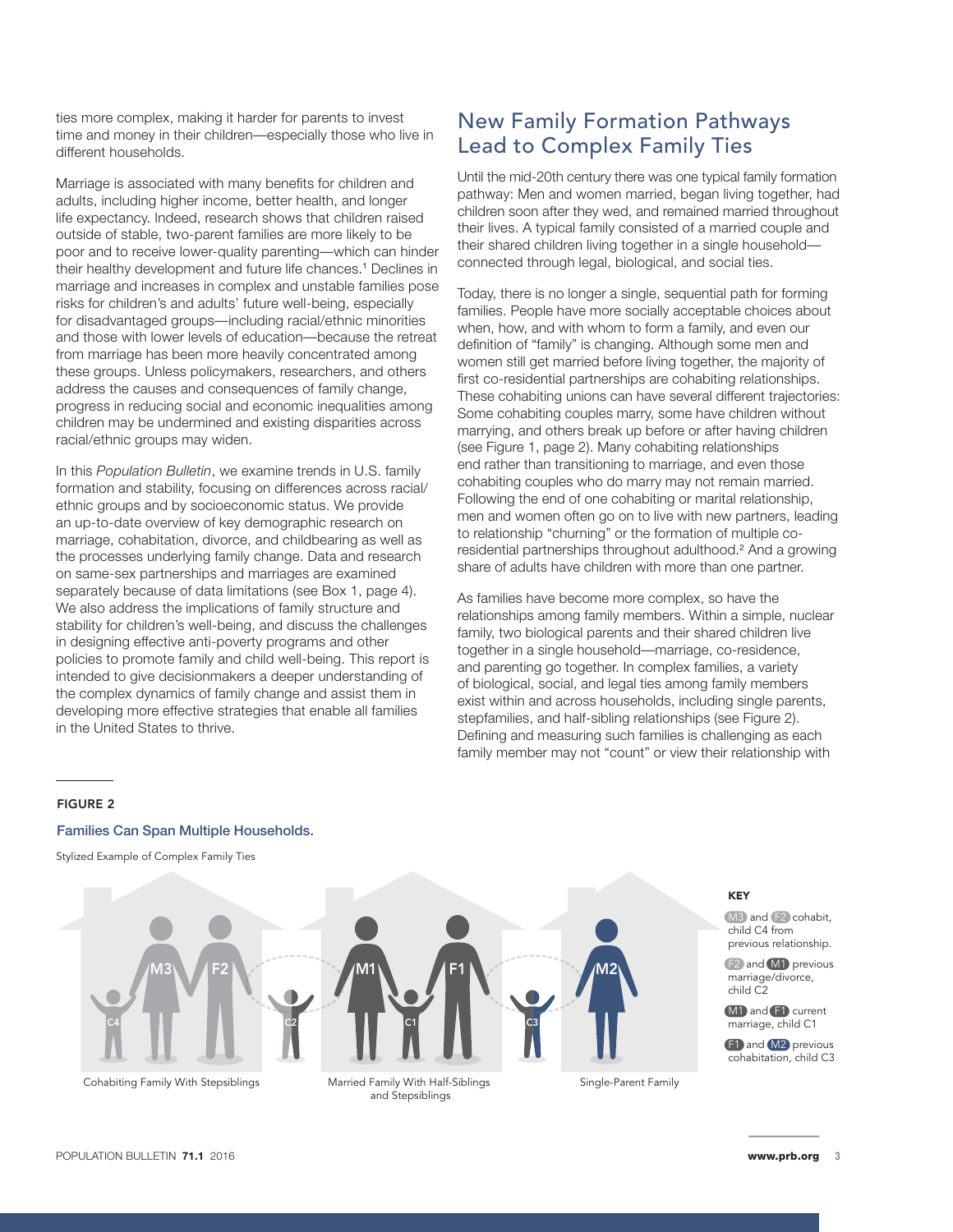ties more complex, making it harder for parents to invest time and money in their children—especially those who live in different households.

Marriage is associated with many benefits for children and adults, including higher income, better health, and longer life expectancy. Indeed, research shows that children raised outside of stable, two-parent families are more likely to be poor and to receive lower-quality parenting—which can hinder their healthy development and future life chances.[1] Declines in marriage and increases in complex and unstable families pose risks for children's and adults' future well-being, especially for disadvantaged groups—including racial/ethnic minorities and those with lower levels of education—because the retreat from marriage has been more heavily concentrated among these groups. Unless policymakers, researchers, and others address the causes and consequences of family change, progress in reducing social and economic inequalities among children may be undermined and existing disparities across racial/ethnic groups may widen.

In this *Population Bulletin*, we examine trends in U.S. family formation and stability, focusing on differences across racial/ethnic groups and by socioeconomic status. We provide an up-to-date overview of key demographic research on marriage, cohabitation, divorce, and childbearing as well as the processes underlying family change. Data and research on same-sex partnerships and marriages are examined separately because of data limitations (see Box 1, page 4). We also address the implications of family structure and stability for children's well-being, and discuss the challenges in designing effective anti-poverty programs and other policies to promote family and child well-being. This report is intended to give decisionmakers a deeper understanding of the complex dynamics of family change and assist them in developing more effective strategies that enable all families in the United States to thrive.

## New Family Formation Pathways Lead to Complex Family Ties

Until the mid-20th century there was one typical family formation pathway: Men and women married, began living together, had children soon after they wed, and remained married throughout their lives. A typical family consisted of a married couple and their shared children living together in a single household—connected through legal, biological, and social ties.

Today, there is no longer a single, sequential path for forming families. People have more socially acceptable choices about when, how, and with whom to form a family, and even our definition of "family" is changing. Although some men and women still get married before living together, the majority of first co-residential partnerships are cohabiting relationships. These cohabiting unions can have several different trajectories: Some cohabiting couples marry, some have children without marrying, and others break up before or after having children (see Figure 1, page 2). Many cohabiting relationships end rather than transitioning to marriage, and even those cohabiting couples who do marry may not remain married. Following the end of one cohabiting or marital relationship, men and women often go on to live with new partners, leading to relationship "churning" or the formation of multiple co-residential partnerships throughout adulthood.[2] And a growing share of adults have children with more than one partner.

As families have become more complex, so have the relationships among family members. Within a simple, nuclear family, two biological parents and their shared children live together in a single household—marriage, co-residence, and parenting go together. In complex families, a variety of biological, social, and legal ties among family members exist within and across households, including single parents, stepfamilies, and half-sibling relationships (see Figure 2). Defining and measuring such families is challenging as each family member may not "count" or view their relationship with

**FIGURE 2**

**Families Can Span Multiple Households.**

Stylized Example of Complex Family Ties

Cohabiting Family With Stepsiblings — Married Family With Half-Siblings and Stepsiblings — Single-Parent Family

**KEY**

M3 and F2 cohabit, child C4 from previous relationship.

F2 and M1 previous marriage/divorce, child C2

M1 and F1 current marriage, child C1

F1 and M2 previous cohabitation, child C3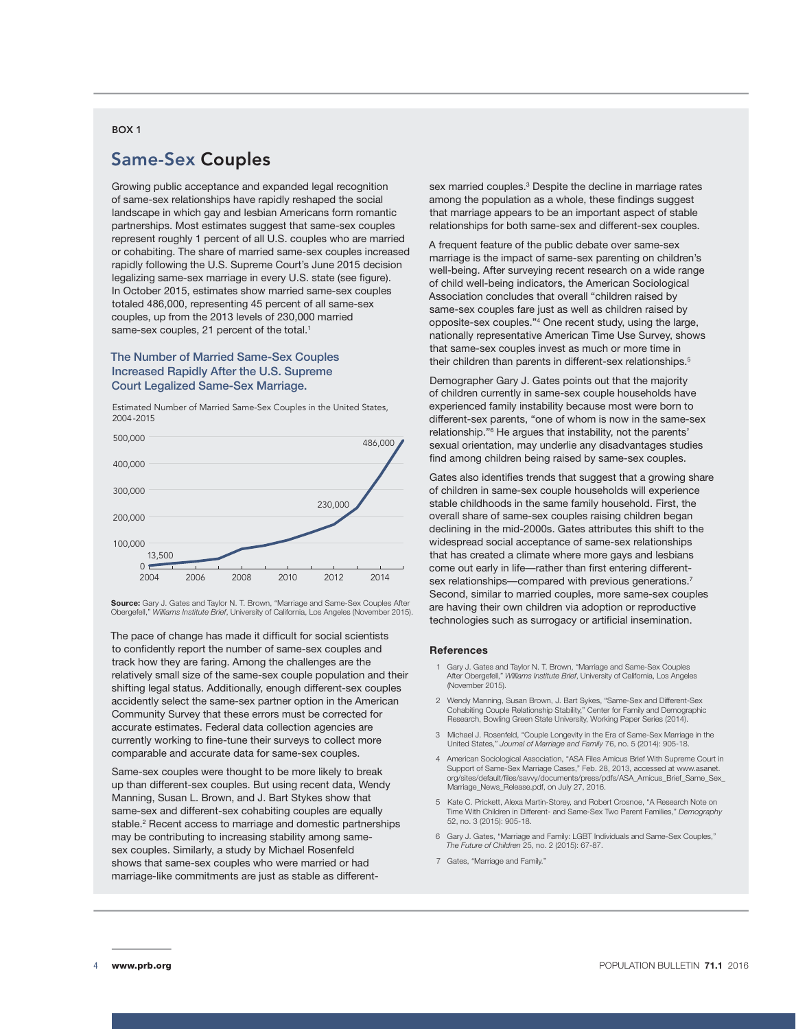BOX 1

## Same-Sex Couples

Growing public acceptance and expanded legal recognition of same-sex relationships have rapidly reshaped the social landscape in which gay and lesbian Americans form romantic partnerships. Most estimates suggest that same-sex couples represent roughly 1 percent of all U.S. couples who are married or cohabiting. The share of married same-sex couples increased rapidly following the U.S. Supreme Court's June 2015 decision legalizing same-sex marriage in every U.S. state (see figure). In October 2015, estimates show married same-sex couples totaled 486,000, representing 45 percent of all same-sex couples, up from the 2013 levels of 230,000 married same-sex couples, 21 percent of the total.[1]

### The Number of Married Same-Sex Couples Increased Rapidly After the U.S. Supreme Court Legalized Same-Sex Marriage.

Estimated Number of Married Same-Sex Couples in the United States, 2004-2015

**Source:** Gary J. Gates and Taylor N. T. Brown, "Marriage and Same-Sex Couples After Obergefell," *Williams Institute Brief*, University of California, Los Angeles (November 2015).

The pace of change has made it difficult for social scientists to confidently report the number of same-sex couples and track how they are faring. Among the challenges are the relatively small size of the same-sex couple population and their shifting legal status. Additionally, enough different-sex couples accidently select the same-sex partner option in the American Community Survey that these errors must be corrected for accurate estimates. Federal data collection agencies are currently working to fine-tune their surveys to collect more comparable and accurate data for same-sex couples.

Same-sex couples were thought to be more likely to break up than different-sex couples. But using recent data, Wendy Manning, Susan L. Brown, and J. Bart Stykes show that same-sex and different-sex cohabiting couples are equally stable.[2] Recent access to marriage and domestic partnerships may be contributing to increasing stability among same-sex couples. Similarly, a study by Michael Rosenfeld shows that same-sex couples who were married or had marriage-like commitments are just as stable as different-sex married couples.[3] Despite the decline in marriage rates among the population as a whole, these findings suggest that marriage appears to be an important aspect of stable relationships for both same-sex and different-sex couples.

A frequent feature of the public debate over same-sex marriage is the impact of same-sex parenting on children's well-being. After surveying recent research on a wide range of child well-being indicators, the American Sociological Association concludes that overall "children raised by same-sex couples fare just as well as children raised by opposite-sex couples."[4] One recent study, using the large, nationally representative American Time Use Survey, shows that same-sex couples invest as much or more time in their children than parents in different-sex relationships.[5]

Demographer Gary J. Gates points out that the majority of children currently in same-sex couple households have experienced family instability because most were born to different-sex parents, "one of whom is now in the same-sex relationship."[6] He argues that instability, not the parents' sexual orientation, may underlie any disadvantages studies find among children being raised by same-sex couples.

Gates also identifies trends that suggest that a growing share of children in same-sex couple households will experience stable childhoods in the same family household. First, the overall share of same-sex couples raising children began declining in the mid-2000s. Gates attributes this shift to the widespread social acceptance of same-sex relationships that has created a climate where more gays and lesbians come out early in life—rather than first entering different-sex relationships—compared with previous generations.[7] Second, similar to married couples, more same-sex couples are having their own children via adoption or reproductive technologies such as surrogacy or artificial insemination.

#### References

1. Gary J. Gates and Taylor N. T. Brown, "Marriage and Same-Sex Couples After Obergefell," *Williams Institute Brief*, University of California, Los Angeles (November 2015).
2. Wendy Manning, Susan Brown, J. Bart Sykes, "Same-Sex and Different-Sex Cohabiting Couple Relationship Stability," Center for Family and Demographic Research, Bowling Green State University, Working Paper Series (2014).
3. Michael J. Rosenfeld, "Couple Longevity in the Era of Same-Sex Marriage in the United States," *Journal of Marriage and Family* 76, no. 5 (2014): 905-18.
4. American Sociological Association, "ASA Files Amicus Brief With Supreme Court in Support of Same-Sex Marriage Cases," Feb. 28, 2013, accessed at www.asanet.org/sites/default/files/savvy/documents/press/pdfs/ASA_Amicus_Brief_Same_Sex_Marriage_News_Release.pdf, on July 27, 2016.
5. Kate C. Prickett, Alexa Martin-Storey, and Robert Crosnoe, "A Research Note on Time With Children in Different- and Same-Sex Two Parent Families," *Demography* 52, no. 3 (2015): 905-18.
6. Gary J. Gates, "Marriage and Family: LGBT Individuals and Same-Sex Couples," *The Future of Children* 25, no. 2 (2015): 67-87.
7. Gates, "Marriage and Family."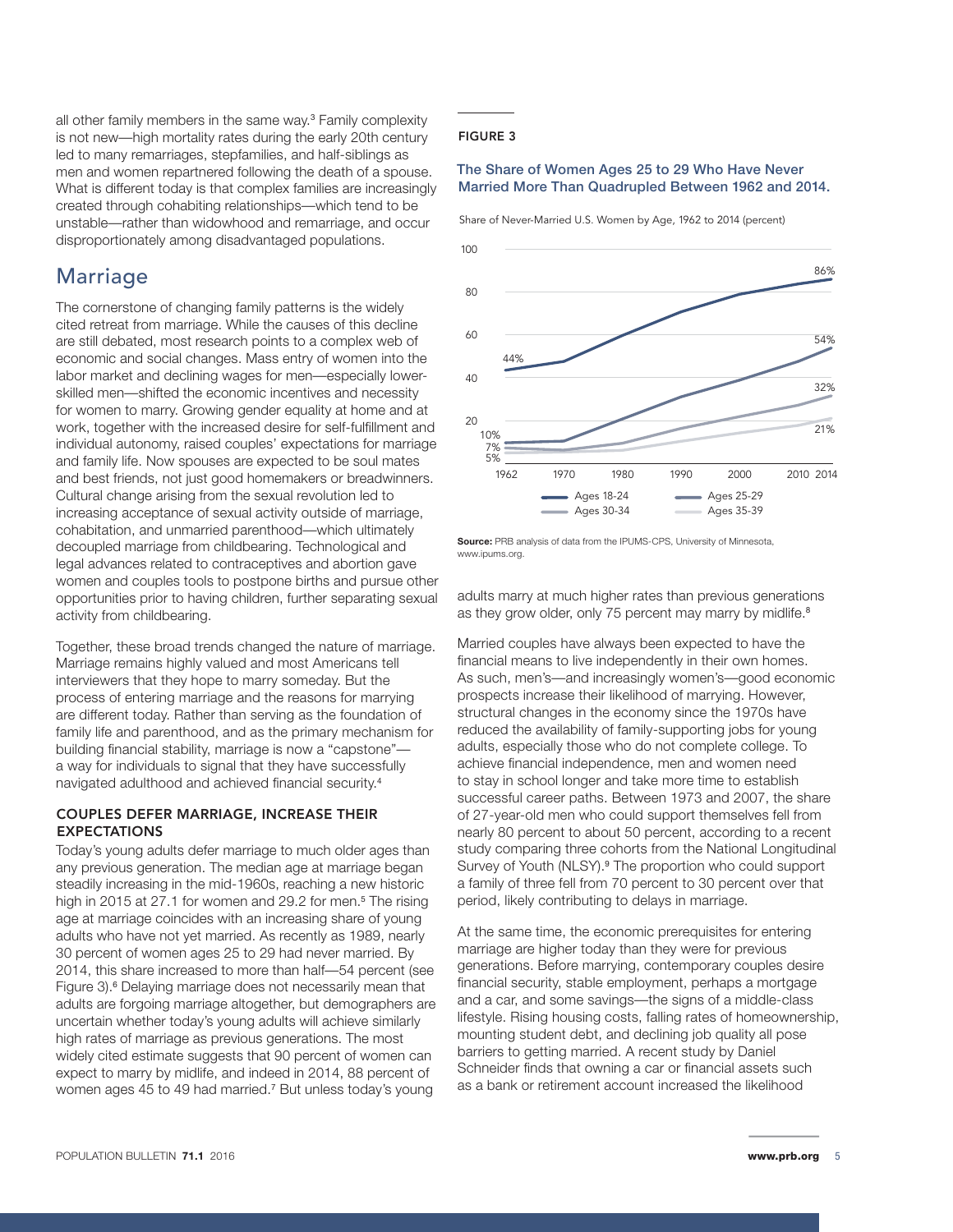all other family members in the same way.[3] Family complexity is not new—high mortality rates during the early 20th century led to many remarriages, stepfamilies, and half-siblings as men and women repartnered following the death of a spouse. What is different today is that complex families are increasingly created through cohabiting relationships—which tend to be unstable—rather than widowhood and remarriage, and occur disproportionately among disadvantaged populations.

## Marriage

The cornerstone of changing family patterns is the widely cited retreat from marriage. While the causes of this decline are still debated, most research points to a complex web of economic and social changes. Mass entry of women into the labor market and declining wages for men—especially lower-skilled men—shifted the economic incentives and necessity for women to marry. Growing gender equality at home and at work, together with the increased desire for self-fulfillment and individual autonomy, raised couples' expectations for marriage and family life. Now spouses are expected to be soul mates and best friends, not just good homemakers or breadwinners. Cultural change arising from the sexual revolution led to increasing acceptance of sexual activity outside of marriage, cohabitation, and unmarried parenthood—which ultimately decoupled marriage from childbearing. Technological and legal advances related to contraceptives and abortion gave women and couples tools to postpone births and pursue other opportunities prior to having children, further separating sexual activity from childbearing.

Together, these broad trends changed the nature of marriage. Marriage remains highly valued and most Americans tell interviewers that they hope to marry someday. But the process of entering marriage and the reasons for marrying are different today. Rather than serving as the foundation of family life and parenthood, and as the primary mechanism for building financial stability, marriage is now a "capstone"—a way for individuals to signal that they have successfully navigated adulthood and achieved financial security.[4]

### COUPLES DEFER MARRIAGE, INCREASE THEIR EXPECTATIONS

Today's young adults defer marriage to much older ages than any previous generation. The median age at marriage began steadily increasing in the mid-1960s, reaching a new historic high in 2015 at 27.1 for women and 29.2 for men.[5] The rising age at marriage coincides with an increasing share of young adults who have not yet married. As recently as 1989, nearly 30 percent of women ages 25 to 29 had never married. By 2014, this share increased to more than half—54 percent (see Figure 3).[6] Delaying marriage does not necessarily mean that adults are forgoing marriage altogether, but demographers are uncertain whether today's young adults will achieve similarly high rates of marriage as previous generations. The most widely cited estimate suggests that 90 percent of women can expect to marry by midlife, and indeed in 2014, 88 percent of women ages 45 to 49 had married.[7] But unless today's young adults marry at much higher rates than previous generations as they grow older, only 75 percent may marry by midlife.[8]

**FIGURE 3**

**The Share of Women Ages 25 to 29 Who Have Never Married More Than Quadrupled Between 1962 and 2014.**

Share of Never-Married U.S. Women by Age, 1962 to 2014 (percent)

| Age group | 1962 | 2014 |
|---|---|---|
| Ages 18-24 | 44% | 86% |
| Ages 25-29 | 10% | 54% |
| Ages 30-34 | 7% | 32% |
| Ages 35-39 | 5% | 21% |

**Source:** PRB analysis of data from the IPUMS-CPS, University of Minnesota, www.ipums.org.

Married couples have always been expected to have the financial means to live independently in their own homes. As such, men's—and increasingly women's—good economic prospects increase their likelihood of marrying. However, structural changes in the economy since the 1970s have reduced the availability of family-supporting jobs for young adults, especially those who do not complete college. To achieve financial independence, men and women need to stay in school longer and take more time to establish successful career paths. Between 1973 and 2007, the share of 27-year-old men who could support themselves fell from nearly 80 percent to about 50 percent, according to a recent study comparing three cohorts from the National Longitudinal Survey of Youth (NLSY).[9] The proportion who could support a family of three fell from 70 percent to 30 percent over that period, likely contributing to delays in marriage.

At the same time, the economic prerequisites for entering marriage are higher today than they were for previous generations. Before marrying, contemporary couples desire financial security, stable employment, perhaps a mortgage and a car, and some savings—the signs of a middle-class lifestyle. Rising housing costs, falling rates of homeownership, mounting student debt, and declining job quality all pose barriers to getting married. A recent study by Daniel Schneider finds that owning a car or financial assets such as a bank or retirement account increased the likelihood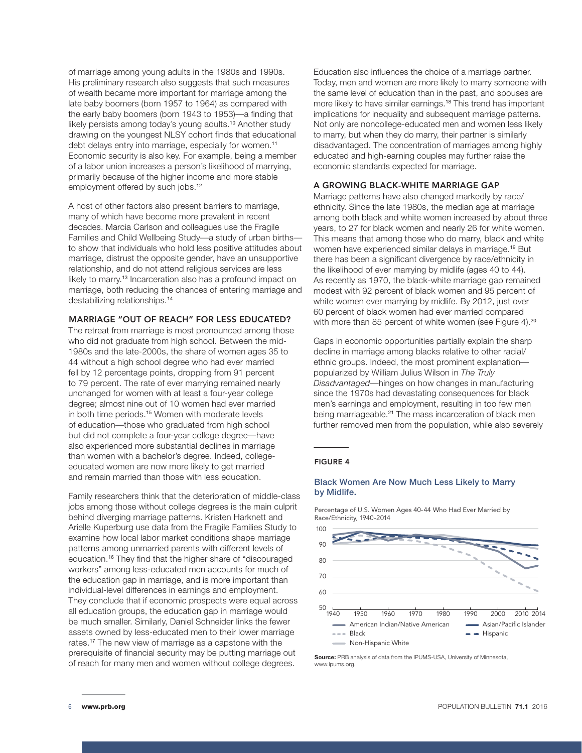of marriage among young adults in the 1980s and 1990s. His preliminary research also suggests that such measures of wealth became more important for marriage among the late baby boomers (born 1957 to 1964) as compared with the early baby boomers (born 1943 to 1953)—a finding that likely persists among today's young adults.[10] Another study drawing on the youngest NLSY cohort finds that educational debt delays entry into marriage, especially for women.[11] Economic security is also key. For example, being a member of a labor union increases a person's likelihood of marrying, primarily because of the higher income and more stable employment offered by such jobs.[12]

A host of other factors also present barriers to marriage, many of which have become more prevalent in recent decades. Marcia Carlson and colleagues use the Fragile Families and Child Wellbeing Study—a study of urban births—to show that individuals who hold less positive attitudes about marriage, distrust the opposite gender, have an unsupportive relationship, and do not attend religious services are less likely to marry.[13] Incarceration also has a profound impact on marriage, both reducing the chances of entering marriage and destabilizing relationships.[14]

### MARRIAGE "OUT OF REACH" FOR LESS EDUCATED?

The retreat from marriage is most pronounced among those who did not graduate from high school. Between the mid-1980s and the late-2000s, the share of women ages 35 to 44 without a high school degree who had ever married fell by 12 percentage points, dropping from 91 percent to 79 percent. The rate of ever marrying remained nearly unchanged for women with at least a four-year college degree; almost nine out of 10 women had ever married in both time periods.[15] Women with moderate levels of education—those who graduated from high school but did not complete a four-year college degree—have also experienced more substantial declines in marriage than women with a bachelor's degree. Indeed, college-educated women are now more likely to get married and remain married than those with less education.

Family researchers think that the deterioration of middle-class jobs among those without college degrees is the main culprit behind diverging marriage patterns. Kristen Harknett and Arielle Kuperburg use data from the Fragile Families Study to examine how local labor market conditions shape marriage patterns among unmarried parents with different levels of education.[16] They find that the higher share of "discouraged workers" among less-educated men accounts for much of the education gap in marriage, and is more important than individual-level differences in earnings and employment. They conclude that if economic prospects were equal across all education groups, the education gap in marriage would be much smaller. Similarly, Daniel Schneider links the fewer assets owned by less-educated men to their lower marriage rates.[17] The new view of marriage as a capstone with the prerequisite of financial security may be putting marriage out of reach for many men and women without college degrees.

Education also influences the choice of a marriage partner. Today, men and women are more likely to marry someone with the same level of education than in the past, and spouses are more likely to have similar earnings.[18] This trend has important implications for inequality and subsequent marriage patterns. Not only are noncollege-educated men and women less likely to marry, but when they do marry, their partner is similarly disadvantaged. The concentration of marriages among highly educated and high-earning couples may further raise the economic standards expected for marriage.

### A GROWING BLACK-WHITE MARRIAGE GAP

Marriage patterns have also changed markedly by race/ethnicity. Since the late 1980s, the median age at marriage among both black and white women increased by about three years, to 27 for black women and nearly 26 for white women. This means that among those who do marry, black and white women have experienced similar delays in marriage.[19] But there has been a significant divergence by race/ethnicity in the likelihood of ever marrying by midlife (ages 40 to 44). As recently as 1970, the black-white marriage gap remained modest with 92 percent of black women and 95 percent of white women ever marrying by midlife. By 2012, just over 60 percent of black women had ever married compared with more than 85 percent of white women (see Figure 4).[20]

Gaps in economic opportunities partially explain the sharp decline in marriage among blacks relative to other racial/ethnic groups. Indeed, the most prominent explanation—popularized by William Julius Wilson in *The Truly Disadvantaged*—hinges on how changes in manufacturing since the 1970s had devastating consequences for black men's earnings and employment, resulting in too few men being marriageable.[21] The mass incarceration of black men further removed men from the population, while also severely

**FIGURE 4**

**Black Women Are Now Much Less Likely to Marry by Midlife.**

Percentage of U.S. Women Ages 40-44 Who Had Ever Married by Race/Ethnicity, 1940-2014

Legend: American Indian/Native American; Asian/Pacific Islander; Black; Hispanic; Non-Hispanic White

**Source:** PRB analysis of data from the IPUMS-USA, University of Minnesota, www.ipums.org.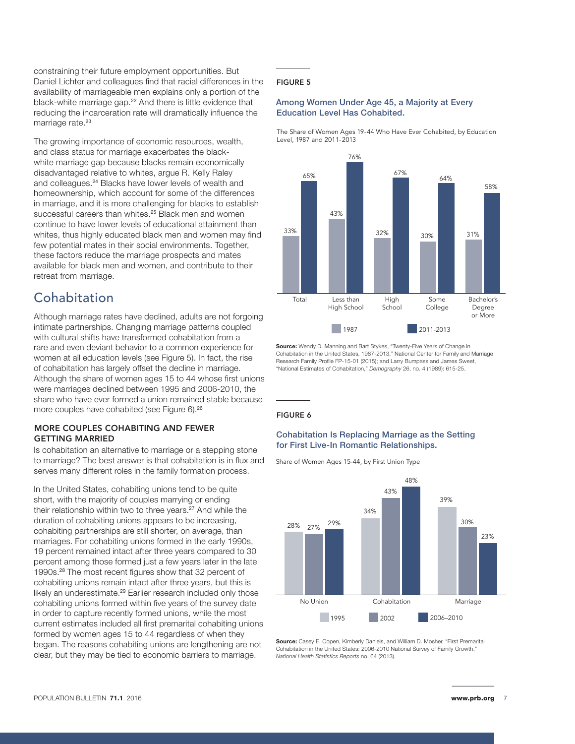constraining their future employment opportunities. But Daniel Lichter and colleagues find that racial differences in the availability of marriageable men explains only a portion of the black-white marriage gap.[22] And there is little evidence that reducing the incarceration rate will dramatically influence the marriage rate.[23]

The growing importance of economic resources, wealth, and class status for marriage exacerbates the black-white marriage gap because blacks remain economically disadvantaged relative to whites, argue R. Kelly Raley and colleagues.[24] Blacks have lower levels of wealth and homeownership, which account for some of the differences in marriage, and it is more challenging for blacks to establish successful careers than whites.[25] Black men and women continue to have lower levels of educational attainment than whites, thus highly educated black men and women may find few potential mates in their social environments. Together, these factors reduce the marriage prospects and mates available for black men and women, and contribute to their retreat from marriage.

## Cohabitation

Although marriage rates have declined, adults are not forgoing intimate partnerships. Changing marriage patterns coupled with cultural shifts have transformed cohabitation from a rare and even deviant behavior to a common experience for women at all education levels (see Figure 5). In fact, the rise of cohabitation has largely offset the decline in marriage. Although the share of women ages 15 to 44 whose first unions were marriages declined between 1995 and 2006-2010, the share who have ever formed a union remained stable because more couples have cohabited (see Figure 6).[26]

### MORE COUPLES COHABITING AND FEWER GETTING MARRIED

Is cohabitation an alternative to marriage or a stepping stone to marriage? The best answer is that cohabitation is in flux and serves many different roles in the family formation process.

In the United States, cohabiting unions tend to be quite short, with the majority of couples marrying or ending their relationship within two to three years.[27] And while the duration of cohabiting unions appears to be increasing, cohabiting partnerships are still shorter, on average, than marriages. For cohabiting unions formed in the early 1990s, 19 percent remained intact after three years compared to 30 percent among those formed just a few years later in the late 1990s.[28] The most recent figures show that 32 percent of cohabiting unions remain intact after three years, but this is likely an underestimate.[29] Earlier research included only those cohabiting unions formed within five years of the survey date in order to capture recently formed unions, while the most current estimates included all first premarital cohabiting unions formed by women ages 15 to 44 regardless of when they began. The reasons cohabiting unions are lengthening are not clear, but they may be tied to economic barriers to marriage.

**FIGURE 5**

**Among Women Under Age 45, a Majority at Every Education Level Has Cohabited.**

The Share of Women Ages 19-44 Who Have Ever Cohabited, by Education Level, 1987 and 2011-2013

| | 1987 | 2011-2013 |
|---|---|---|
| Total | 33% | 65% |
| Less than High School | 43% | 76% |
| High School | 32% | 67% |
| Some College | 30% | 64% |
| Bachelor's Degree or More | 31% | 58% |

**Source:** Wendy D. Manning and Bart Stykes, "Twenty-Five Years of Change in Cohabitation in the United States, 1987-2013," National Center for Family and Marriage Research Family Profile FP-15-01 (2015); and Larry Bumpass and James Sweet, "National Estimates of Cohabitation," *Demography* 26, no. 4 (1989): 615-25.

**FIGURE 6**

**Cohabitation Is Replacing Marriage as the Setting for First Live-In Romantic Relationships.**

Share of Women Ages 15-44, by First Union Type

| | 1995 | 2002 | 2006–2010 |
|---|---|---|---|
| No Union | 28% | 27% | 29% |
| Cohabitation | 34% | 43% | 48% |
| Marriage | 39% | 30% | 23% |

**Source:** Casey E. Copen, Kimberly Daniels, and William D. Mosher, "First Premarital Cohabitation in the United States: 2006-2010 National Survey of Family Growth," *National Health Statistics Reports* no. 64 (2013).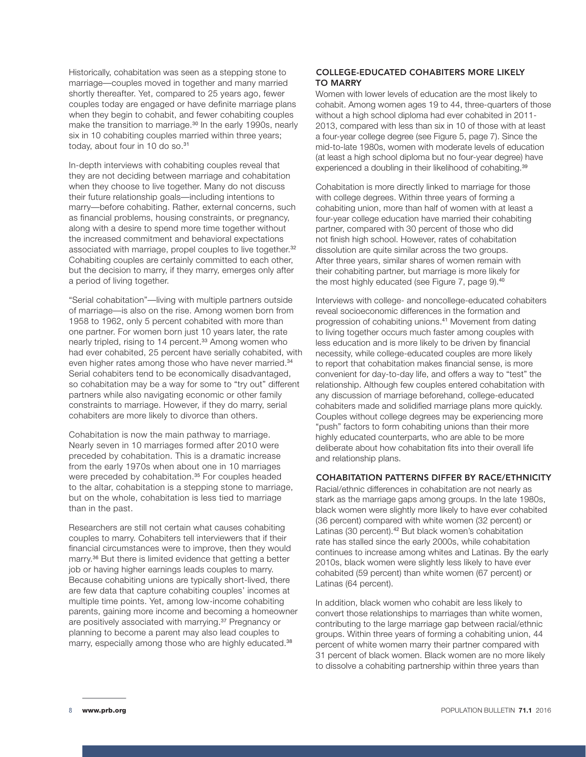Historically, cohabitation was seen as a stepping stone to marriage—couples moved in together and many married shortly thereafter. Yet, compared to 25 years ago, fewer couples today are engaged or have definite marriage plans when they begin to cohabit, and fewer cohabiting couples make the transition to marriage.[30] In the early 1990s, nearly six in 10 cohabiting couples married within three years; today, about four in 10 do so.[31]

In-depth interviews with cohabiting couples reveal that they are not deciding between marriage and cohabitation when they choose to live together. Many do not discuss their future relationship goals—including intentions to marry—before cohabiting. Rather, external concerns, such as financial problems, housing constraints, or pregnancy, along with a desire to spend more time together without the increased commitment and behavioral expectations associated with marriage, propel couples to live together.[32] Cohabiting couples are certainly committed to each other, but the decision to marry, if they marry, emerges only after a period of living together.

"Serial cohabitation"—living with multiple partners outside of marriage—is also on the rise. Among women born from 1958 to 1962, only 5 percent cohabited with more than one partner. For women born just 10 years later, the rate nearly tripled, rising to 14 percent.[33] Among women who had ever cohabited, 25 percent have serially cohabited, with even higher rates among those who have never married.[34] Serial cohabiters tend to be economically disadvantaged, so cohabitation may be a way for some to "try out" different partners while also navigating economic or other family constraints to marriage. However, if they do marry, serial cohabiters are more likely to divorce than others.

Cohabitation is now the main pathway to marriage. Nearly seven in 10 marriages formed after 2010 were preceded by cohabitation. This is a dramatic increase from the early 1970s when about one in 10 marriages were preceded by cohabitation.[35] For couples headed to the altar, cohabitation is a stepping stone to marriage, but on the whole, cohabitation is less tied to marriage than in the past.

Researchers are still not certain what causes cohabiting couples to marry. Cohabiters tell interviewers that if their financial circumstances were to improve, then they would marry.[36] But there is limited evidence that getting a better job or having higher earnings leads couples to marry. Because cohabiting unions are typically short-lived, there are few data that capture cohabiting couples' incomes at multiple time points. Yet, among low-income cohabiting parents, gaining more income and becoming a homeowner are positively associated with marrying.[37] Pregnancy or planning to become a parent may also lead couples to marry, especially among those who are highly educated.[38]

### COLLEGE-EDUCATED COHABITERS MORE LIKELY TO MARRY

Women with lower levels of education are the most likely to cohabit. Among women ages 19 to 44, three-quarters of those without a high school diploma had ever cohabited in 2011-2013, compared with less than six in 10 of those with at least a four-year college degree (see Figure 5, page 7). Since the mid-to-late 1980s, women with moderate levels of education (at least a high school diploma but no four-year degree) have experienced a doubling in their likelihood of cohabiting.[39]

Cohabitation is more directly linked to marriage for those with college degrees. Within three years of forming a cohabiting union, more than half of women with at least a four-year college education have married their cohabiting partner, compared with 30 percent of those who did not finish high school. However, rates of cohabitation dissolution are quite similar across the two groups. After three years, similar shares of women remain with their cohabiting partner, but marriage is more likely for the most highly educated (see Figure 7, page 9).[40]

Interviews with college- and noncollege-educated cohabiters reveal socioeconomic differences in the formation and progression of cohabiting unions.[41] Movement from dating to living together occurs much faster among couples with less education and is more likely to be driven by financial necessity, while college-educated couples are more likely to report that cohabitation makes financial sense, is more convenient for day-to-day life, and offers a way to "test" the relationship. Although few couples entered cohabitation with any discussion of marriage beforehand, college-educated cohabiters made and solidified marriage plans more quickly. Couples without college degrees may be experiencing more "push" factors to form cohabiting unions than their more highly educated counterparts, who are able to be more deliberate about how cohabitation fits into their overall life and relationship plans.

### COHABITATION PATTERNS DIFFER BY RACE/ETHNICITY

Racial/ethnic differences in cohabitation are not nearly as stark as the marriage gaps among groups. In the late 1980s, black women were slightly more likely to have ever cohabited (36 percent) compared with white women (32 percent) or Latinas (30 percent).[42] But black women's cohabitation rate has stalled since the early 2000s, while cohabitation continues to increase among whites and Latinas. By the early 2010s, black women were slightly less likely to have ever cohabited (59 percent) than white women (67 percent) or Latinas (64 percent).

In addition, black women who cohabit are less likely to convert those relationships to marriages than white women, contributing to the large marriage gap between racial/ethnic groups. Within three years of forming a cohabiting union, 44 percent of white women marry their partner compared with 31 percent of black women. Black women are no more likely to dissolve a cohabiting partnership within three years than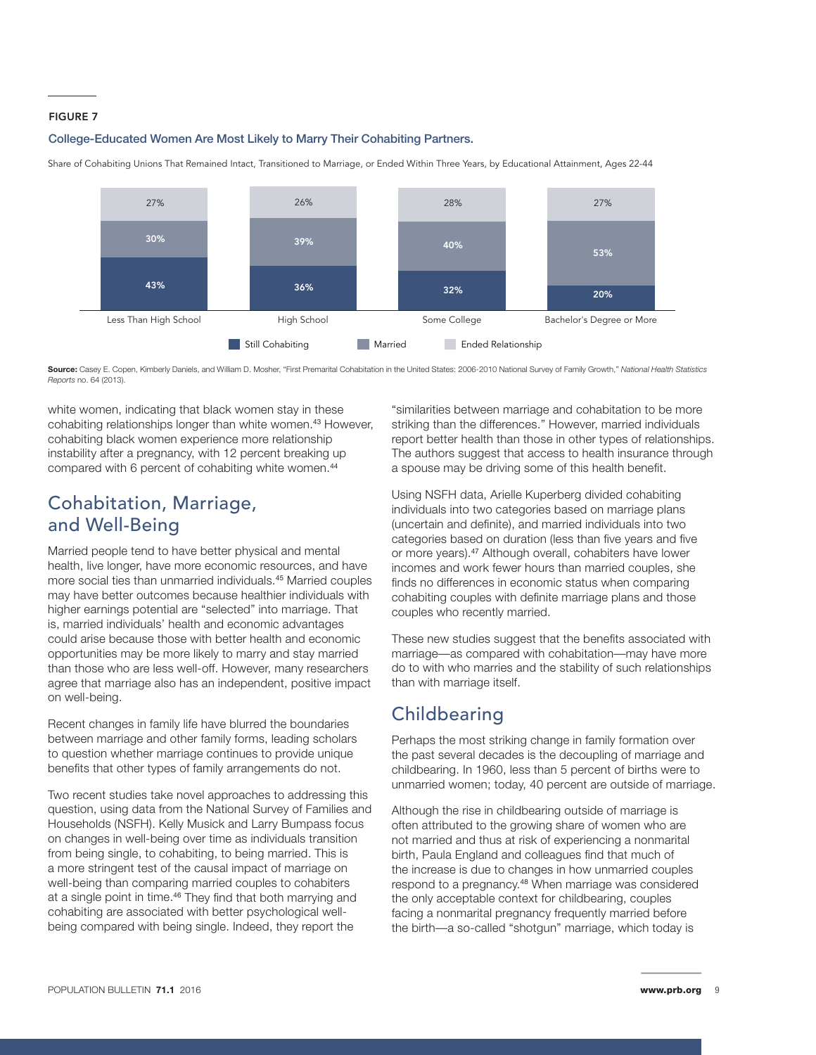**FIGURE 7**

**College-Educated Women Are Most Likely to Marry Their Cohabiting Partners.**

Share of Cohabiting Unions That Remained Intact, Transitioned to Marriage, or Ended Within Three Years, by Educational Attainment, Ages 22-44

| | Still Cohabiting | Married | Ended Relationship |
|---|---|---|---|
| Less Than High School | 43% | 30% | 27% |
| High School | 36% | 39% | 26% |
| Some College | 32% | 40% | 28% |
| Bachelor's Degree or More | 20% | 53% | 27% |

**Source:** Casey E. Copen, Kimberly Daniels, and William D. Mosher, "First Premarital Cohabitation in the United States: 2006-2010 National Survey of Family Growth," *National Health Statistics Reports* no. 64 (2013).

white women, indicating that black women stay in these cohabiting relationships longer than white women.[43] However, cohabiting black women experience more relationship instability after a pregnancy, with 12 percent breaking up compared with 6 percent of cohabiting white women.[44]

## Cohabitation, Marriage, and Well-Being

Married people tend to have better physical and mental health, live longer, have more economic resources, and have more social ties than unmarried individuals.[45] Married couples may have better outcomes because healthier individuals with higher earnings potential are "selected" into marriage. That is, married individuals' health and economic advantages could arise because those with better health and economic opportunities may be more likely to marry and stay married than those who are less well-off. However, many researchers agree that marriage also has an independent, positive impact on well-being.

Recent changes in family life have blurred the boundaries between marriage and other family forms, leading scholars to question whether marriage continues to provide unique benefits that other types of family arrangements do not.

Two recent studies take novel approaches to addressing this question, using data from the National Survey of Families and Households (NSFH). Kelly Musick and Larry Bumpass focus on changes in well-being over time as individuals transition from being single, to cohabiting, to being married. This is a more stringent test of the causal impact of marriage on well-being than comparing married couples to cohabiters at a single point in time.[46] They find that both marrying and cohabiting are associated with better psychological well-being compared with being single. Indeed, they report the "similarities between marriage and cohabitation to be more striking than the differences." However, married individuals report better health than those in other types of relationships. The authors suggest that access to health insurance through a spouse may be driving some of this health benefit.

Using NSFH data, Arielle Kuperberg divided cohabiting individuals into two categories based on marriage plans (uncertain and definite), and married individuals into two categories based on duration (less than five years and five or more years).[47] Although overall, cohabiters have lower incomes and work fewer hours than married couples, she finds no differences in economic status when comparing cohabiting couples with definite marriage plans and those couples who recently married.

These new studies suggest that the benefits associated with marriage—as compared with cohabitation—may have more do to with who marries and the stability of such relationships than with marriage itself.

## Childbearing

Perhaps the most striking change in family formation over the past several decades is the decoupling of marriage and childbearing. In 1960, less than 5 percent of births were to unmarried women; today, 40 percent are outside of marriage.

Although the rise in childbearing outside of marriage is often attributed to the growing share of women who are not married and thus at risk of experiencing a nonmarital birth, Paula England and colleagues find that much of the increase is due to changes in how unmarried couples respond to a pregnancy.[48] When marriage was considered the only acceptable context for childbearing, couples facing a nonmarital pregnancy frequently married before the birth—a so-called "shotgun" marriage, which today is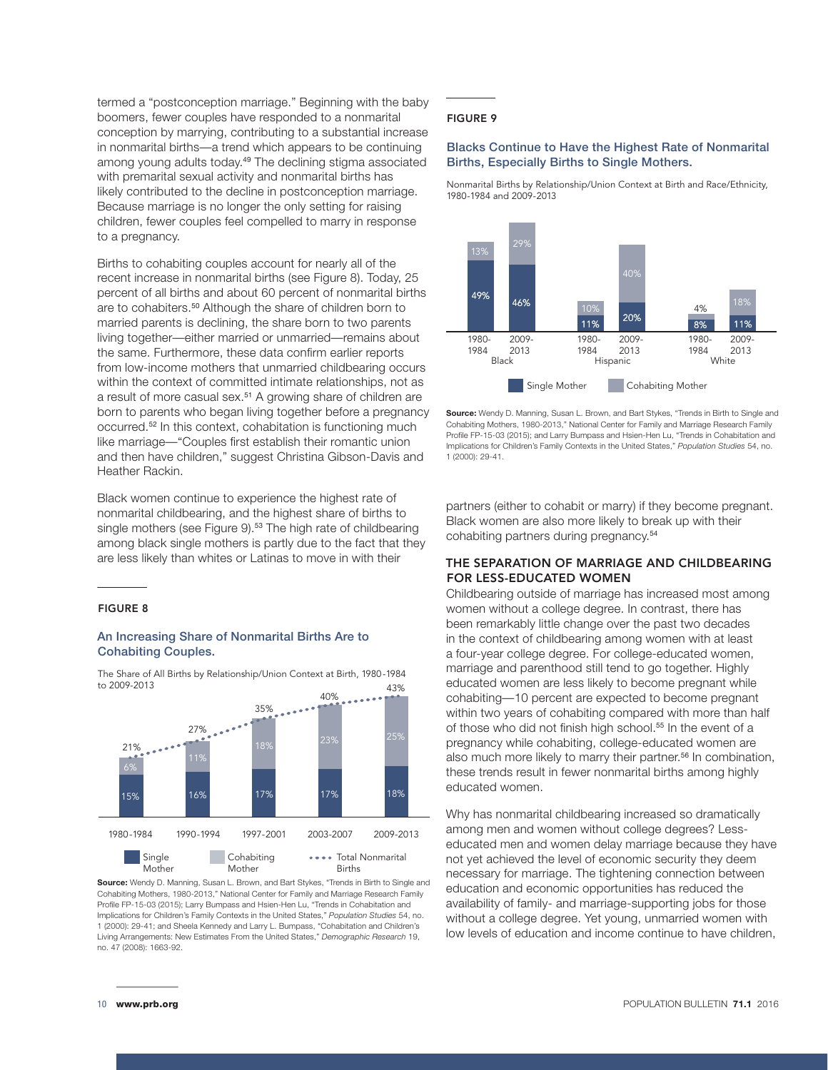termed a "postconception marriage." Beginning with the baby boomers, fewer couples have responded to a nonmarital conception by marrying, contributing to a substantial increase in nonmarital births—a trend which appears to be continuing among young adults today.[49] The declining stigma associated with premarital sexual activity and nonmarital births has likely contributed to the decline in postconception marriage. Because marriage is no longer the only setting for raising children, fewer couples feel compelled to marry in response to a pregnancy.

Births to cohabiting couples account for nearly all of the recent increase in nonmarital births (see Figure 8). Today, 25 percent of all births and about 60 percent of nonmarital births are to cohabiters.[50] Although the share of children born to married parents is declining, the share born to two parents living together—either married or unmarried—remains about the same. Furthermore, these data confirm earlier reports from low-income mothers that unmarried childbearing occurs within the context of committed intimate relationships, not as a result of more casual sex.[51] A growing share of children are born to parents who began living together before a pregnancy occurred.[52] In this context, cohabitation is functioning much like marriage—"Couples first establish their romantic union and then have children," suggest Christina Gibson-Davis and Heather Rackin.

Black women continue to experience the highest rate of nonmarital childbearing, and the highest share of births to single mothers (see Figure 9).[53] The high rate of childbearing among black single mothers is partly due to the fact that they are less likely than whites or Latinas to move in with their partners (either to cohabit or marry) if they become pregnant. Black women are also more likely to break up with their cohabiting partners during pregnancy.[54]

#### FIGURE 8

### An Increasing Share of Nonmarital Births Are to Cohabiting Couples.

The Share of All Births by Relationship/Union Context at Birth, 1980-1984 to 2009-2013

| | 1980-1984 | 1990-1994 | 1997-2001 | 2003-2007 | 2009-2013 |
|---|---|---|---|---|---|
| Single Mother | 15% | 16% | 17% | 17% | 18% |
| Cohabiting Mother | 6% | 11% | 18% | 23% | 25% |
| Total Nonmarital Births | 21% | 27% | 35% | 40% | 43% |

**Source:** Wendy D. Manning, Susan L. Brown, and Bart Stykes, "Trends in Birth to Single and Cohabiting Mothers, 1980-2013," National Center for Family and Marriage Research Family Profile FP-15-03 (2015); Larry Bumpass and Hsien-Hen Lu, "Trends in Cohabitation and Implications for Children's Family Contexts in the United States," *Population Studies* 54, no. 1 (2000): 29-41; and Sheela Kennedy and Larry L. Bumpass, "Cohabitation and Children's Living Arrangements: New Estimates From the United States," *Demographic Research* 19, no. 47 (2008): 1663-92.

#### FIGURE 9

### Blacks Continue to Have the Highest Rate of Nonmarital Births, Especially Births to Single Mothers.

Nonmarital Births by Relationship/Union Context at Birth and Race/Ethnicity, 1980-1984 and 2009-2013

| | Black 1980-1984 | Black 2009-2013 | Hispanic 1980-1984 | Hispanic 2009-2013 | White 1980-1984 | White 2009-2013 |
|---|---|---|---|---|---|---|
| Single Mother | 49% | 46% | 11% | 20% | 8% | 11% |
| Cohabiting Mother | 13% | 29% | 10% | 40% | 4% | 18% |

**Source:** Wendy D. Manning, Susan L. Brown, and Bart Stykes, "Trends in Birth to Single and Cohabiting Mothers, 1980-2013," National Center for Family and Marriage Research Family Profile FP-15-03 (2015); and Larry Bumpass and Hsien-Hen Lu, "Trends in Cohabitation and Implications for Children's Family Contexts in the United States," *Population Studies* 54, no. 1 (2000): 29-41.

## THE SEPARATION OF MARRIAGE AND CHILDBEARING FOR LESS-EDUCATED WOMEN

Childbearing outside of marriage has increased most among women without a college degree. In contrast, there has been remarkably little change over the past two decades in the context of childbearing among women with at least a four-year college degree. For college-educated women, marriage and parenthood still tend to go together. Highly educated women are less likely to become pregnant while cohabiting—10 percent are expected to become pregnant within two years of cohabiting compared with more than half of those who did not finish high school.[55] In the event of a pregnancy while cohabiting, college-educated women are also much more likely to marry their partner.[56] In combination, these trends result in fewer nonmarital births among highly educated women.

Why has nonmarital childbearing increased so dramatically among men and women without college degrees? Less-educated men and women delay marriage because they have not yet achieved the level of economic security they deem necessary for marriage. The tightening connection between education and economic opportunities has reduced the availability of family- and marriage-supporting jobs for those without a college degree. Yet young, unmarried women with low levels of education and income continue to have children,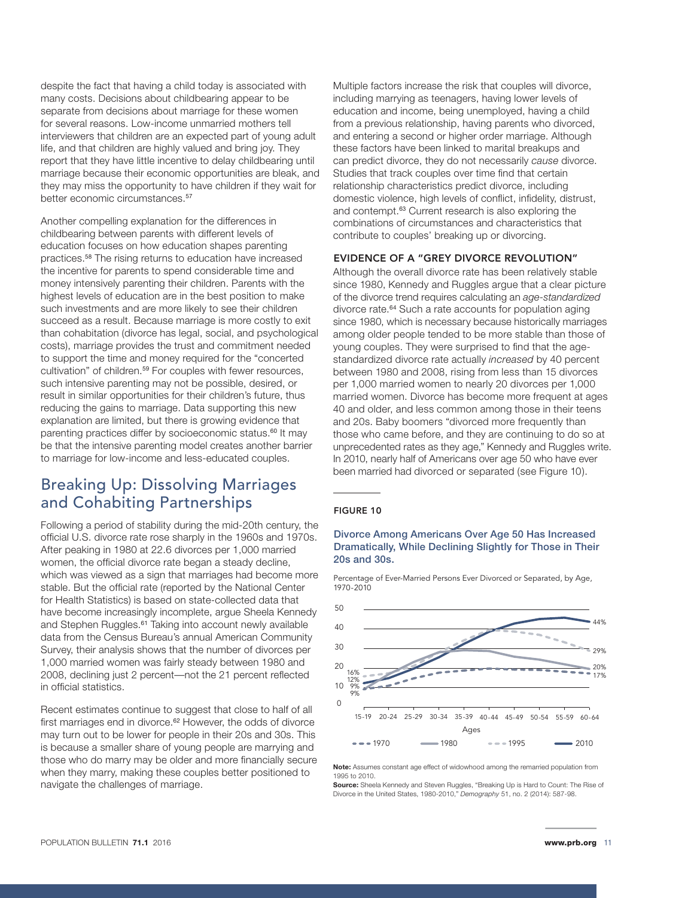despite the fact that having a child today is associated with many costs. Decisions about childbearing appear to be separate from decisions about marriage for these women for several reasons. Low-income unmarried mothers tell interviewers that children are an expected part of young adult life, and that children are highly valued and bring joy. They report that they have little incentive to delay childbearing until marriage because their economic opportunities are bleak, and they may miss the opportunity to have children if they wait for better economic circumstances.[57]

Another compelling explanation for the differences in childbearing between parents with different levels of education focuses on how education shapes parenting practices.[58] The rising returns to education have increased the incentive for parents to spend considerable time and money intensively parenting their children. Parents with the highest levels of education are in the best position to make such investments and are more likely to see their children succeed as a result. Because marriage is more costly to exit than cohabitation (divorce has legal, social, and psychological costs), marriage provides the trust and commitment needed to support the time and money required for the "concerted cultivation" of children.[59] For couples with fewer resources, such intensive parenting may not be possible, desired, or result in similar opportunities for their children's future, thus reducing the gains to marriage. Data supporting this new explanation are limited, but there is growing evidence that parenting practices differ by socioeconomic status.[60] It may be that the intensive parenting model creates another barrier to marriage for low-income and less-educated couples.

## Breaking Up: Dissolving Marriages and Cohabiting Partnerships

Following a period of stability during the mid-20th century, the official U.S. divorce rate rose sharply in the 1960s and 1970s. After peaking in 1980 at 22.6 divorces per 1,000 married women, the official divorce rate began a steady decline, which was viewed as a sign that marriages had become more stable. But the official rate (reported by the National Center for Health Statistics) is based on state-collected data that have become increasingly incomplete, argue Sheela Kennedy and Stephen Ruggles.[61] Taking into account newly available data from the Census Bureau's annual American Community Survey, their analysis shows that the number of divorces per 1,000 married women was fairly steady between 1980 and 2008, declining just 2 percent—not the 21 percent reflected in official statistics.

Recent estimates continue to suggest that close to half of all first marriages end in divorce.[62] However, the odds of divorce may turn out to be lower for people in their 20s and 30s. This is because a smaller share of young people are marrying and those who do marry may be older and more financially secure when they marry, making these couples better positioned to navigate the challenges of marriage.

Multiple factors increase the risk that couples will divorce, including marrying as teenagers, having lower levels of education and income, being unemployed, having a child from a previous relationship, having parents who divorced, and entering a second or higher order marriage. Although these factors have been linked to marital breakups and can predict divorce, they do not necessarily *cause* divorce. Studies that track couples over time find that certain relationship characteristics predict divorce, including domestic violence, high levels of conflict, infidelity, distrust, and contempt.[63] Current research is also exploring the combinations of circumstances and characteristics that contribute to couples' breaking up or divorcing.

### EVIDENCE OF A "GREY DIVORCE REVOLUTION"

Although the overall divorce rate has been relatively stable since 1980, Kennedy and Ruggles argue that a clear picture of the divorce trend requires calculating an *age-standardized* divorce rate.[64] Such a rate accounts for population aging since 1980, which is necessary because historically marriages among older people tended to be more stable than those of young couples. They were surprised to find that the age-standardized divorce rate actually *increased* by 40 percent between 1980 and 2008, rising from less than 15 divorces per 1,000 married women to nearly 20 divorces per 1,000 married women. Divorce has become more frequent at ages 40 and older, and less common among those in their teens and 20s. Baby boomers "divorced more frequently than those who came before, and they are continuing to do so at unprecedented rates as they age," Kennedy and Ruggles write. In 2010, nearly half of Americans over age 50 who have ever been married had divorced or separated (see Figure 10).

**FIGURE 10**

**Divorce Among Americans Over Age 50 Has Increased Dramatically, While Declining Slightly for Those in Their 20s and 30s.**

Percentage of Ever-Married Persons Ever Divorced or Separated, by Age, 1970-2010

**Note:** Assumes constant age effect of widowhood among the remarried population from 1995 to 2010.

**Source:** Sheela Kennedy and Steven Ruggles, "Breaking Up is Hard to Count: The Rise of Divorce in the United States, 1980-2010," *Demography* 51, no. 2 (2014): 587-98.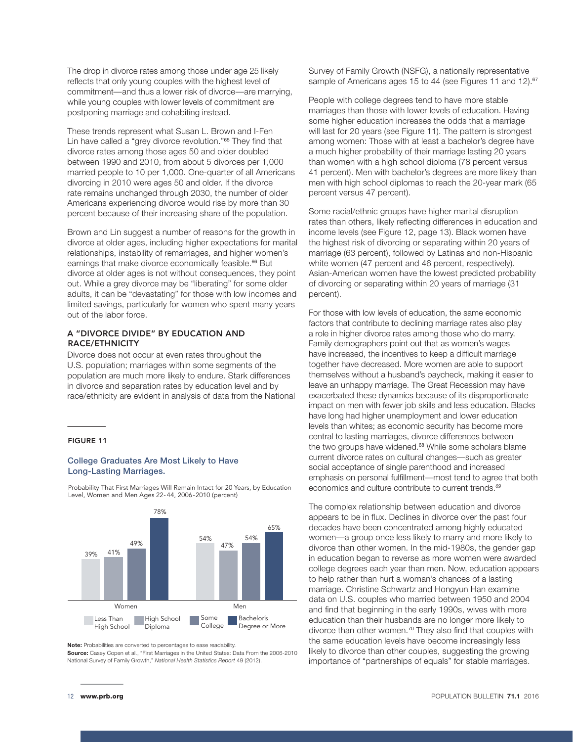The drop in divorce rates among those under age 25 likely reflects that only young couples with the highest level of commitment—and thus a lower risk of divorce—are marrying, while young couples with lower levels of commitment are postponing marriage and cohabiting instead.

These trends represent what Susan L. Brown and I-Fen Lin have called a "grey divorce revolution."[65] They find that divorce rates among those ages 50 and older doubled between 1990 and 2010, from about 5 divorces per 1,000 married people to 10 per 1,000. One-quarter of all Americans divorcing in 2010 were ages 50 and older. If the divorce rate remains unchanged through 2030, the number of older Americans experiencing divorce would rise by more than 30 percent because of their increasing share of the population.

Brown and Lin suggest a number of reasons for the growth in divorce at older ages, including higher expectations for marital relationships, instability of remarriages, and higher women's earnings that make divorce economically feasible.[66] But divorce at older ages is not without consequences, they point out. While a grey divorce may be "liberating" for some older adults, it can be "devastating" for those with low incomes and limited savings, particularly for women who spent many years out of the labor force.

### A "DIVORCE DIVIDE" BY EDUCATION AND RACE/ETHNICITY

Divorce does not occur at even rates throughout the U.S. population; marriages within some segments of the population are much more likely to endure. Stark differences in divorce and separation rates by education level and by race/ethnicity are evident in analysis of data from the National Survey of Family Growth (NSFG), a nationally representative sample of Americans ages 15 to 44 (see Figures 11 and 12).[67]

People with college degrees tend to have more stable marriages than those with lower levels of education. Having some higher education increases the odds that a marriage will last for 20 years (see Figure 11). The pattern is strongest among women: Those with at least a bachelor's degree have a much higher probability of their marriage lasting 20 years than women with a high school diploma (78 percent versus 41 percent). Men with bachelor's degrees are more likely than men with high school diplomas to reach the 20-year mark (65 percent versus 47 percent).

Some racial/ethnic groups have higher marital disruption rates than others, likely reflecting differences in education and income levels (see Figure 12, page 13). Black women have the highest risk of divorcing or separating within 20 years of marriage (63 percent), followed by Latinas and non-Hispanic white women (47 percent and 46 percent, respectively). Asian-American women have the lowest predicted probability of divorcing or separating within 20 years of marriage (31 percent).

For those with low levels of education, the same economic factors that contribute to declining marriage rates also play a role in higher divorce rates among those who do marry. Family demographers point out that as women's wages have increased, the incentives to keep a difficult marriage together have decreased. More women are able to support themselves without a husband's paycheck, making it easier to leave an unhappy marriage. The Great Recession may have exacerbated these dynamics because of its disproportionate impact on men with fewer job skills and less education. Blacks have long had higher unemployment and lower education levels than whites; as economic security has become more central to lasting marriages, divorce differences between the two groups have widened.[68] While some scholars blame current divorce rates on cultural changes—such as greater social acceptance of single parenthood and increased emphasis on personal fulfillment—most tend to agree that both economics and culture contribute to current trends.[69]

The complex relationship between education and divorce appears to be in flux. Declines in divorce over the past four decades have been concentrated among highly educated women—a group once less likely to marry and more likely to divorce than other women. In the mid-1980s, the gender gap in education began to reverse as more women were awarded college degrees each year than men. Now, education appears to help rather than hurt a woman's chances of a lasting marriage. Christine Schwartz and Hongyun Han examine data on U.S. couples who married between 1950 and 2004 and find that beginning in the early 1990s, wives with more education than their husbands are no longer more likely to divorce than other women.[70] They also find that couples with the same education levels have become increasingly less likely to divorce than other couples, suggesting the growing importance of "partnerships of equals" for stable marriages.

**FIGURE 11**

**College Graduates Are Most Likely to Have Long-Lasting Marriages.**

Probability That First Marriages Will Remain Intact for 20 Years, by Education Level, Women and Men Ages 22-44, 2006-2010 (percent)

| | Less Than High School | High School Diploma | Some College | Bachelor's Degree or More |
|---|---|---|---|---|
| Women | 39% | 41% | 49% | 78% |
| Men | 54% | 47% | 54% | 65% |

**Note:** Probabilities are converted to percentages to ease readability.
**Source:** Casey Copen et al., "First Marriages in the United States: Data From the 2006-2010 National Survey of Family Growth," *National Health Statistics Report* 49 (2012).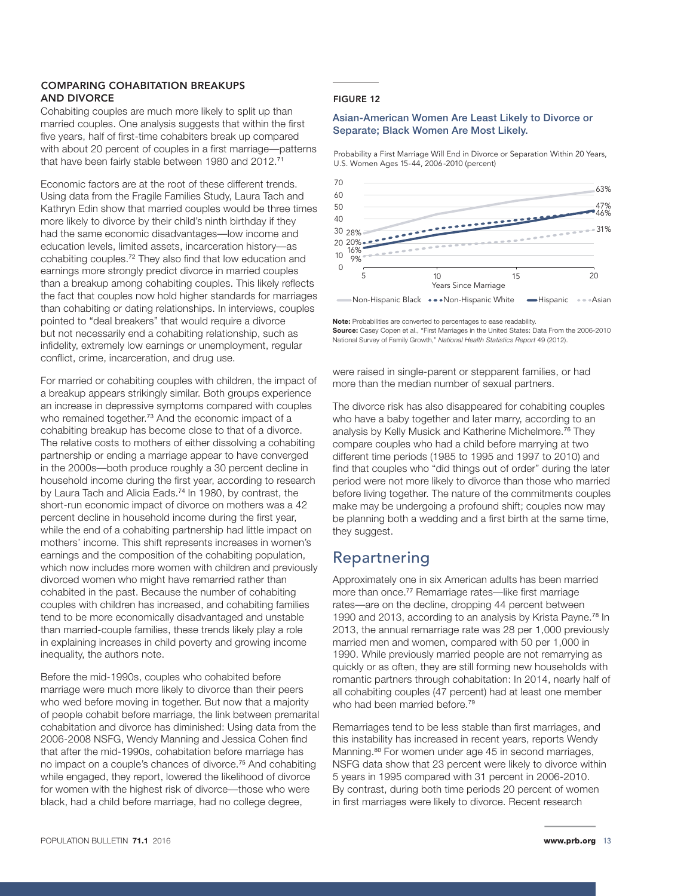### COMPARING COHABITATION BREAKUPS AND DIVORCE

Cohabiting couples are much more likely to split up than married couples. One analysis suggests that within the first five years, half of first-time cohabiters break up compared with about 20 percent of couples in a first marriage—patterns that have been fairly stable between 1980 and 2012.[71]

Economic factors are at the root of these different trends. Using data from the Fragile Families Study, Laura Tach and Kathryn Edin show that married couples would be three times more likely to divorce by their child's ninth birthday if they had the same economic disadvantages—low income and education levels, limited assets, incarceration history—as cohabiting couples.[72] They also find that low education and earnings more strongly predict divorce in married couples than a breakup among cohabiting couples. This likely reflects the fact that couples now hold higher standards for marriages than cohabiting or dating relationships. In interviews, couples pointed to "deal breakers" that would require a divorce but not necessarily end a cohabiting relationship, such as infidelity, extremely low earnings or unemployment, regular conflict, crime, incarceration, and drug use.

For married or cohabiting couples with children, the impact of a breakup appears strikingly similar. Both groups experience an increase in depressive symptoms compared with couples who remained together.[73] And the economic impact of a cohabiting breakup has become close to that of a divorce. The relative costs to mothers of either dissolving a cohabiting partnership or ending a marriage appear to have converged in the 2000s—both produce roughly a 30 percent decline in household income during the first year, according to research by Laura Tach and Alicia Eads.[74] In 1980, by contrast, the short-run economic impact of divorce on mothers was a 42 percent decline in household income during the first year, while the end of a cohabiting partnership had little impact on mothers' income. This shift represents increases in women's earnings and the composition of the cohabiting population, which now includes more women with children and previously divorced women who might have remarried rather than cohabited in the past. Because the number of cohabiting couples with children has increased, and cohabiting families tend to be more economically disadvantaged and unstable than married-couple families, these trends likely play a role in explaining increases in child poverty and growing income inequality, the authors note.

Before the mid-1990s, couples who cohabited before marriage were much more likely to divorce than their peers who wed before moving in together. But now that a majority of people cohabit before marriage, the link between premarital cohabitation and divorce has diminished: Using data from the 2006-2008 NSFG, Wendy Manning and Jessica Cohen find that after the mid-1990s, cohabitation before marriage has no impact on a couple's chances of divorce.[75] And cohabiting while engaged, they report, lowered the likelihood of divorce for women with the highest risk of divorce—those who were black, had a child before marriage, had no college degree, were raised in single-parent or stepparent families, or had more than the median number of sexual partners.

The divorce risk has also disappeared for cohabiting couples who have a baby together and later marry, according to an analysis by Kelly Musick and Katherine Michelmore.[76] They compare couples who had a child before marrying at two different time periods (1985 to 1995 and 1997 to 2010) and find that couples who "did things out of order" during the later period were not more likely to divorce than those who married before living together. The nature of the commitments couples make may be undergoing a profound shift; couples now may be planning both a wedding and a first birth at the same time, they suggest.

FIGURE 12

**Asian-American Women Are Least Likely to Divorce or Separate; Black Women Are Most Likely.**

Probability a First Marriage Will End in Divorce or Separation Within 20 Years, U.S. Women Ages 15-44, 2006-2010 (percent)

| Years Since Marriage | 5 | 20 |
|---|---|---|
| Non-Hispanic Black | 28% | 63% |
| Non-Hispanic White | 20% | 47% |
| Hispanic | 16% | 46% |
| Asian | 9% | 31% |

**Note:** Probabilities are converted to percentages to ease readability.
**Source:** Casey Copen et al., "First Marriages in the United States: Data From the 2006-2010 National Survey of Family Growth," *National Health Statistics Report* 49 (2012).

## Repartnering

Approximately one in six American adults has been married more than once.[77] Remarriage rates—like first marriage rates—are on the decline, dropping 44 percent between 1990 and 2013, according to an analysis by Krista Payne.[78] In 2013, the annual remarriage rate was 28 per 1,000 previously married men and women, compared with 50 per 1,000 in 1990. While previously married people are not remarrying as quickly or as often, they are still forming new households with romantic partners through cohabitation: In 2014, nearly half of all cohabiting couples (47 percent) had at least one member who had been married before.[79]

Remarriages tend to be less stable than first marriages, and this instability has increased in recent years, reports Wendy Manning.[80] For women under age 45 in second marriages, NSFG data show that 23 percent were likely to divorce within 5 years in 1995 compared with 31 percent in 2006-2010. By contrast, during both time periods 20 percent of women in first marriages were likely to divorce. Recent research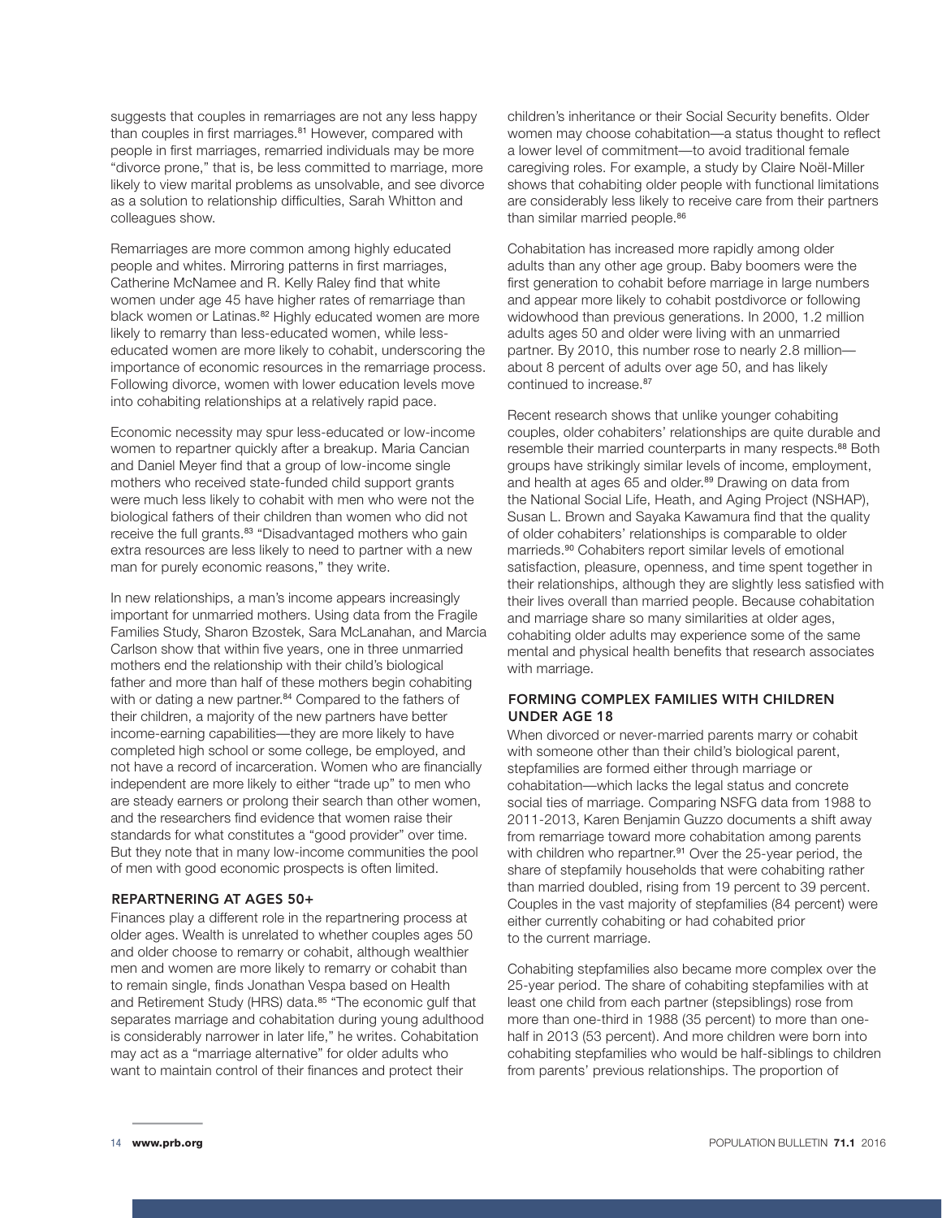suggests that couples in remarriages are not any less happy than couples in first marriages.[81] However, compared with people in first marriages, remarried individuals may be more "divorce prone," that is, be less committed to marriage, more likely to view marital problems as unsolvable, and see divorce as a solution to relationship difficulties, Sarah Whitton and colleagues show.

Remarriages are more common among highly educated people and whites. Mirroring patterns in first marriages, Catherine McNamee and R. Kelly Raley find that white women under age 45 have higher rates of remarriage than black women or Latinas.[82] Highly educated women are more likely to remarry than less-educated women, while less-educated women are more likely to cohabit, underscoring the importance of economic resources in the remarriage process. Following divorce, women with lower education levels move into cohabiting relationships at a relatively rapid pace.

Economic necessity may spur less-educated or low-income women to repartner quickly after a breakup. Maria Cancian and Daniel Meyer find that a group of low-income single mothers who received state-funded child support grants were much less likely to cohabit with men who were not the biological fathers of their children than women who did not receive the full grants.[83] "Disadvantaged mothers who gain extra resources are less likely to need to partner with a new man for purely economic reasons," they write.

In new relationships, a man's income appears increasingly important for unmarried mothers. Using data from the Fragile Families Study, Sharon Bzostek, Sara McLanahan, and Marcia Carlson show that within five years, one in three unmarried mothers end the relationship with their child's biological father and more than half of these mothers begin cohabiting with or dating a new partner.[84] Compared to the fathers of their children, a majority of the new partners have better income-earning capabilities—they are more likely to have completed high school or some college, be employed, and not have a record of incarceration. Women who are financially independent are more likely to either "trade up" to men who are steady earners or prolong their search than other women, and the researchers find evidence that women raise their standards for what constitutes a "good provider" over time. But they note that in many low-income communities the pool of men with good economic prospects is often limited.

### REPARTNERING AT AGES 50+

Finances play a different role in the repartnering process at older ages. Wealth is unrelated to whether couples ages 50 and older choose to remarry or cohabit, although wealthier men and women are more likely to remarry or cohabit than to remain single, finds Jonathan Vespa based on Health and Retirement Study (HRS) data.[85] "The economic gulf that separates marriage and cohabitation during young adulthood is considerably narrower in later life," he writes. Cohabitation may act as a "marriage alternative" for older adults who want to maintain control of their finances and protect their children's inheritance or their Social Security benefits. Older women may choose cohabitation—a status thought to reflect a lower level of commitment—to avoid traditional female caregiving roles. For example, a study by Claire Noël-Miller shows that cohabiting older people with functional limitations are considerably less likely to receive care from their partners than similar married people.[86]

Cohabitation has increased more rapidly among older adults than any other age group. Baby boomers were the first generation to cohabit before marriage in large numbers and appear more likely to cohabit postdivorce or following widowhood than previous generations. In 2000, 1.2 million adults ages 50 and older were living with an unmarried partner. By 2010, this number rose to nearly 2.8 million—about 8 percent of adults over age 50, and has likely continued to increase.[87]

Recent research shows that unlike younger cohabiting couples, older cohabiters' relationships are quite durable and resemble their married counterparts in many respects.[88] Both groups have strikingly similar levels of income, employment, and health at ages 65 and older.[89] Drawing on data from the National Social Life, Heath, and Aging Project (NSHAP), Susan L. Brown and Sayaka Kawamura find that the quality of older cohabiters' relationships is comparable to older marrieds.[90] Cohabiters report similar levels of emotional satisfaction, pleasure, openness, and time spent together in their relationships, although they are slightly less satisfied with their lives overall than married people. Because cohabitation and marriage share so many similarities at older ages, cohabiting older adults may experience some of the same mental and physical health benefits that research associates with marriage.

### FORMING COMPLEX FAMILIES WITH CHILDREN UNDER AGE 18

When divorced or never-married parents marry or cohabit with someone other than their child's biological parent, stepfamilies are formed either through marriage or cohabitation—which lacks the legal status and concrete social ties of marriage. Comparing NSFG data from 1988 to 2011-2013, Karen Benjamin Guzzo documents a shift away from remarriage toward more cohabitation among parents with children who repartner.[91] Over the 25-year period, the share of stepfamily households that were cohabiting rather than married doubled, rising from 19 percent to 39 percent. Couples in the vast majority of stepfamilies (84 percent) were either currently cohabiting or had cohabited prior to the current marriage.

Cohabiting stepfamilies also became more complex over the 25-year period. The share of cohabiting stepfamilies with at least one child from each partner (stepsiblings) rose from more than one-third in 1988 (35 percent) to more than one-half in 2013 (53 percent). And more children were born into cohabiting stepfamilies who would be half-siblings to children from parents' previous relationships. The proportion of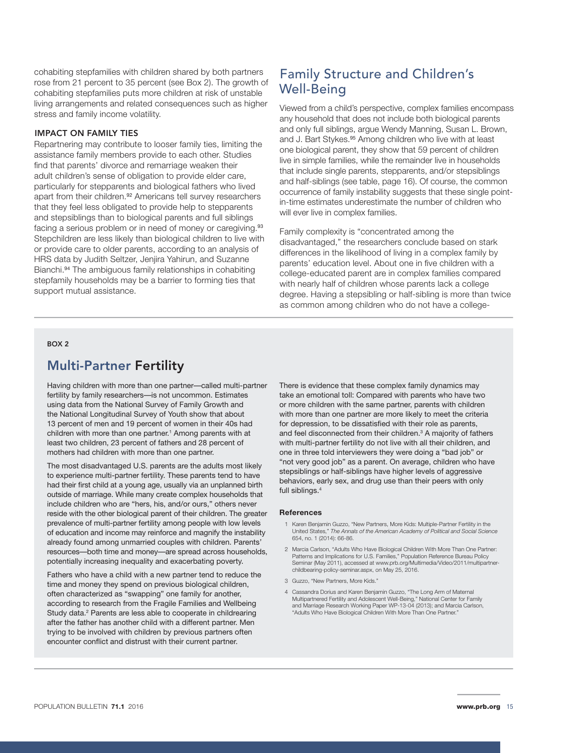cohabiting stepfamilies with children shared by both partners rose from 21 percent to 35 percent (see Box 2). The growth of cohabiting stepfamilies puts more children at risk of unstable living arrangements and related consequences such as higher stress and family income volatility.

### IMPACT ON FAMILY TIES

Repartnering may contribute to looser family ties, limiting the assistance family members provide to each other. Studies find that parents' divorce and remarriage weaken their adult children's sense of obligation to provide elder care, particularly for stepparents and biological fathers who lived apart from their children.[92] Americans tell survey researchers that they feel less obligated to provide help to stepparents and stepsiblings than to biological parents and full siblings facing a serious problem or in need of money or caregiving.[93] Stepchildren are less likely than biological children to live with or provide care to older parents, according to an analysis of HRS data by Judith Seltzer, Jenjira Yahirun, and Suzanne Bianchi.[94] The ambiguous family relationships in cohabiting stepfamily households may be a barrier to forming ties that support mutual assistance.

## Family Structure and Children's Well-Being

Viewed from a child's perspective, complex families encompass any household that does not include both biological parents and only full siblings, argue Wendy Manning, Susan L. Brown, and J. Bart Stykes.[95] Among children who live with at least one biological parent, they show that 59 percent of children live in simple families, while the remainder live in households that include single parents, stepparents, and/or stepsiblings and half-siblings (see table, page 16). Of course, the common occurrence of family instability suggests that these single point-in-time estimates underestimate the number of children who will ever live in complex families.

Family complexity is "concentrated among the disadvantaged," the researchers conclude based on stark differences in the likelihood of living in a complex family by parents' education level. About one in five children with a college-educated parent are in complex families compared with nearly half of children whose parents lack a college degree. Having a stepsibling or half-sibling is more than twice as common among children who do not have a college-

---

**BOX 2**

## Multi-Partner Fertility

Having children with more than one partner—called multi-partner fertility by family researchers—is not uncommon. Estimates using data from the National Survey of Family Growth and the National Longitudinal Survey of Youth show that about 13 percent of men and 19 percent of women in their 40s had children with more than one partner.[1] Among parents with at least two children, 23 percent of fathers and 28 percent of mothers had children with more than one partner.

The most disadvantaged U.S. parents are the adults most likely to experience multi-partner fertility. These parents tend to have had their first child at a young age, usually via an unplanned birth outside of marriage. While many create complex households that include children who are "hers, his, and/or ours," others never reside with the other biological parent of their children. The greater prevalence of multi-partner fertility among people with low levels of education and income may reinforce and magnify the instability already found among unmarried couples with children. Parents' resources—both time and money—are spread across households, potentially increasing inequality and exacerbating poverty.

Fathers who have a child with a new partner tend to reduce the time and money they spend on previous biological children, often characterized as "swapping" one family for another, according to research from the Fragile Families and Wellbeing Study data.[2] Parents are less able to cooperate in childrearing after the father has another child with a different partner. Men trying to be involved with children by previous partners often encounter conflict and distrust with their current partner.

There is evidence that these complex family dynamics may take an emotional toll: Compared with parents who have two or more children with the same partner, parents with children with more than one partner are more likely to meet the criteria for depression, to be dissatisfied with their role as parents, and feel disconnected from their children.[3] A majority of fathers with multi-partner fertility do not live with all their children, and one in three told interviewers they were doing a "bad job" or "not very good job" as a parent. On average, children who have stepsiblings or half-siblings have higher levels of aggressive behaviors, early sex, and drug use than their peers with only full siblings.[4]

**References**

1. Karen Benjamin Guzzo, "New Partners, More Kids: Multiple-Partner Fertility in the United States," *The Annals of the American Academy of Political and Social Science* 654, no. 1 (2014): 66-86.
2. Marcia Carlson, "Adults Who Have Biological Children With More Than One Partner: Patterns and Implications for U.S. Families," Population Reference Bureau Policy Seminar (May 2011), accessed at www.prb.org/Multimedia/Video/2011/multipartner-childbearing-policy-seminar.aspx, on May 25, 2016.
3. Guzzo, "New Partners, More Kids."
4. Cassandra Dorius and Karen Benjamin Guzzo, "The Long Arm of Maternal Multipartnered Fertility and Adolescent Well-Being," National Center for Family and Marriage Research Working Paper WP-13-04 (2013); and Marcia Carlson, "Adults Who Have Biological Children With More Than One Partner."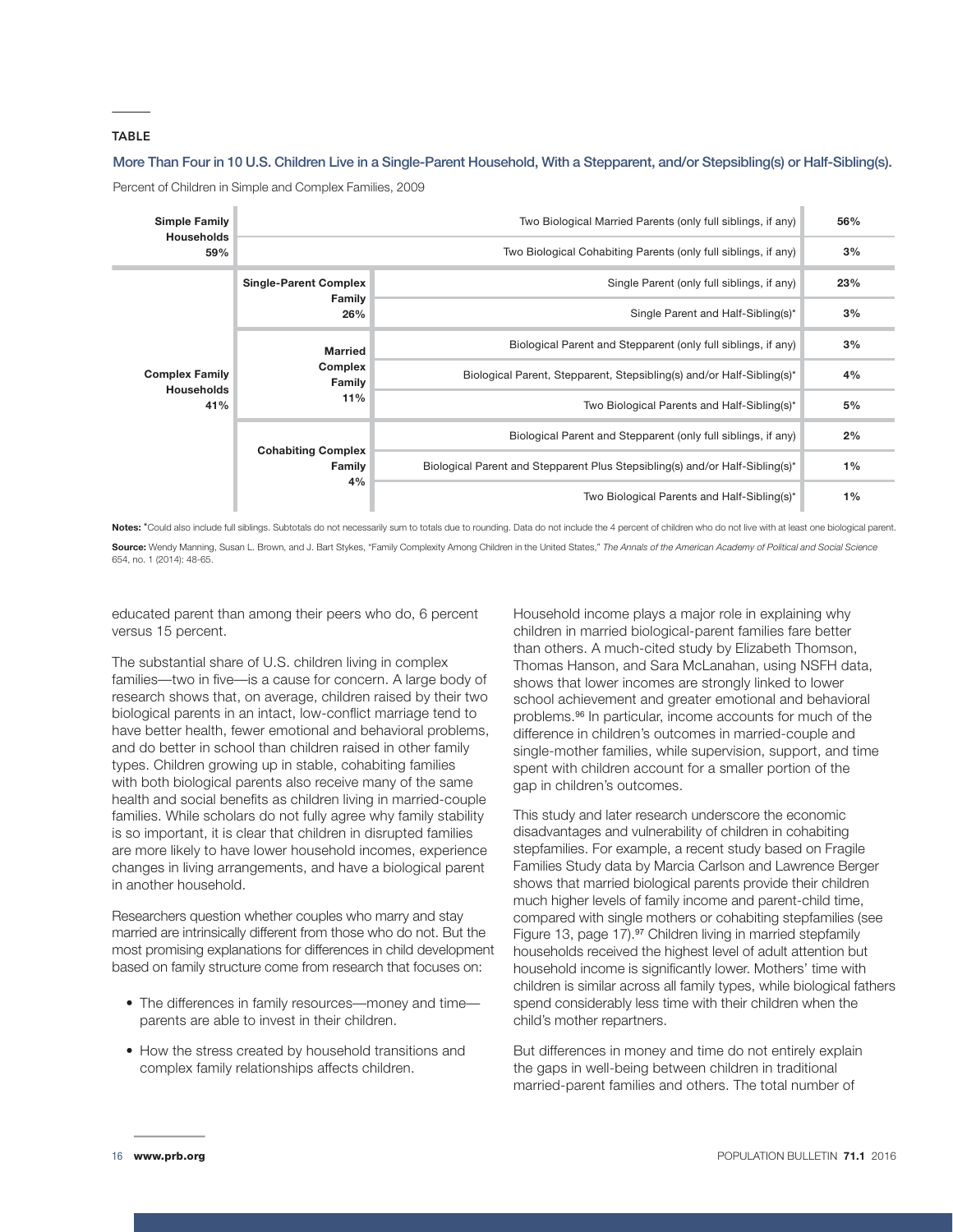TABLE

### More Than Four in 10 U.S. Children Live in a Single-Parent Household, With a Stepparent, and/or Stepsibling(s) or Half-Sibling(s).

Percent of Children in Simple and Complex Families, 2009

| | | | |
|---|---|---|---|
| **Simple Family Households 59%** | | Two Biological Married Parents (only full siblings, if any) | **56%** |
| | | Two Biological Cohabiting Parents (only full siblings, if any) | **3%** |
| **Complex Family Households 41%** | **Single-Parent Complex Family 26%** | Single Parent (only full siblings, if any) | **23%** |
| | | Single Parent and Half-Sibling(s)* | **3%** |
| | **Married Complex Family 11%** | Biological Parent and Stepparent (only full siblings, if any) | **3%** |
| | | Biological Parent, Stepparent, Stepsibling(s) and/or Half-Sibling(s)* | **4%** |
| | | Two Biological Parents and Half-Sibling(s)* | **5%** |
| | **Cohabiting Complex Family 4%** | Biological Parent and Stepparent (only full siblings, if any) | **2%** |
| | | Biological Parent and Stepparent Plus Stepsibling(s) and/or Half-Sibling(s)* | **1%** |
| | | Two Biological Parents and Half-Sibling(s)* | **1%** |

**Notes:** *Could also include full siblings. Subtotals do not necessarily sum to totals due to rounding. Data do not include the 4 percent of children who do not live with at least one biological parent.

**Source:** Wendy Manning, Susan L. Brown, and J. Bart Stykes, "Family Complexity Among Children in the United States," *The Annals of the American Academy of Political and Social Science* 654, no. 1 (2014): 48-65.

educated parent than among their peers who do, 6 percent versus 15 percent.

The substantial share of U.S. children living in complex families—two in five—is a cause for concern. A large body of research shows that, on average, children raised by their two biological parents in an intact, low-conflict marriage tend to have better health, fewer emotional and behavioral problems, and do better in school than children raised in other family types. Children growing up in stable, cohabiting families with both biological parents also receive many of the same health and social benefits as children living in married-couple families. While scholars do not fully agree why family stability is so important, it is clear that children in disrupted families are more likely to have lower household incomes, experience changes in living arrangements, and have a biological parent in another household.

Researchers question whether couples who marry and stay married are intrinsically different from those who do not. But the most promising explanations for differences in child development based on family structure come from research that focuses on:

- The differences in family resources—money and time—parents are able to invest in their children.
- How the stress created by household transitions and complex family relationships affects children.

Household income plays a major role in explaining why children in married biological-parent families fare better than others. A much-cited study by Elizabeth Thomson, Thomas Hanson, and Sara McLanahan, using NSFH data, shows that lower incomes are strongly linked to lower school achievement and greater emotional and behavioral problems.[96] In particular, income accounts for much of the difference in children's outcomes in married-couple and single-mother families, while supervision, support, and time spent with children account for a smaller portion of the gap in children's outcomes.

This study and later research underscore the economic disadvantages and vulnerability of children in cohabiting stepfamilies. For example, a recent study based on Fragile Families Study data by Marcia Carlson and Lawrence Berger shows that married biological parents provide their children much higher levels of family income and parent-child time, compared with single mothers or cohabiting stepfamilies (see Figure 13, page 17).[97] Children living in married stepfamily households received the highest level of adult attention but household income is significantly lower. Mothers' time with children is similar across all family types, while biological fathers spend considerably less time with their children when the child's mother repartners.

But differences in money and time do not entirely explain the gaps in well-being between children in traditional married-parent families and others. The total number of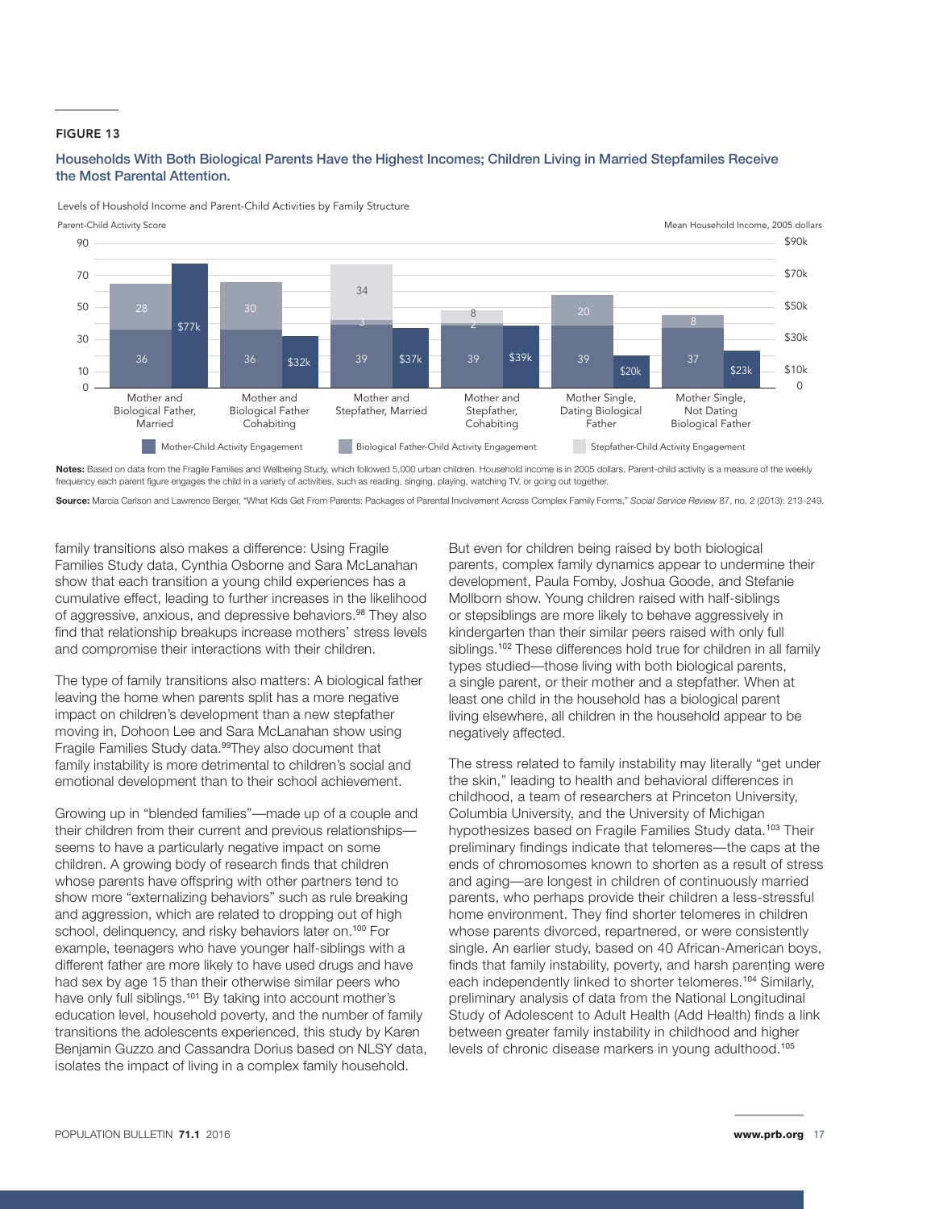**FIGURE 13**

### Households With Both Biological Parents Have the Highest Incomes; Children Living in Married Stepfamiles Receive the Most Parental Attention.

Levels of Houshold Income and Parent-Child Activities by Family Structure

| Family Structure | Mother-Child Activity Engagement | Biological Father-Child Activity Engagement | Stepfather-Child Activity Engagement | Mean Household Income, 2005 dollars |
|---|---|---|---|---|
| Mother and Biological Father, Married | 36 | 28 | | $77k |
| Mother and Biological Father Cohabiting | 36 | 30 | | $32k |
| Mother and Stepfather, Married | 39 | 3 | 34 | $37k |
| Mother and Stepfather, Cohabiting | 39 | 2 | 8 | $39k |
| Mother Single, Dating Biological Father | 39 | 20 | | $20k |
| Mother Single, Not Dating Biological Father | 37 | 8 | | $23k |

**Notes:** Based on data from the Fragile Families and Wellbeing Study, which followed 5,000 urban children. Household income is in 2005 dollars. Parent-child activity is a measure of the weekly frequency each parent figure engages the child in a variety of activities, such as reading, singing, playing, watching TV, or going out together.

**Source:** Marcia Carlson and Lawrence Berger, "What Kids Get From Parents: Packages of Parental Involvement Across Complex Family Forms," *Social Service Review* 87, no. 2 (2013): 213-249.

family transitions also makes a difference: Using Fragile Families Study data, Cynthia Osborne and Sara McLanahan show that each transition a young child experiences has a cumulative effect, leading to further increases in the likelihood of aggressive, anxious, and depressive behaviors.[98] They also find that relationship breakups increase mothers' stress levels and compromise their interactions with their children.

The type of family transitions also matters: A biological father leaving the home when parents split has a more negative impact on children's development than a new stepfather moving in, Dohoon Lee and Sara McLanahan show using Fragile Families Study data.[99] They also document that family instability is more detrimental to children's social and emotional development than to their school achievement.

Growing up in "blended families"—made up of a couple and their children from their current and previous relationships—seems to have a particularly negative impact on some children. A growing body of research finds that children whose parents have offspring with other partners tend to show more "externalizing behaviors" such as rule breaking and aggression, which are related to dropping out of high school, delinquency, and risky behaviors later on.[100] For example, teenagers who have younger half-siblings with a different father are more likely to have used drugs and have had sex by age 15 than their otherwise similar peers who have only full siblings.[101] By taking into account mother's education level, household poverty, and the number of family transitions the adolescents experienced, this study by Karen Benjamin Guzzo and Cassandra Dorius based on NLSY data, isolates the impact of living in a complex family household.

But even for children being raised by both biological parents, complex family dynamics appear to undermine their development, Paula Fomby, Joshua Goode, and Stefanie Mollborn show. Young children raised with half-siblings or stepsiblings are more likely to behave aggressively in kindergarten than their similar peers raised with only full siblings.[102] These differences hold true for children in all family types studied—those living with both biological parents, a single parent, or their mother and a stepfather. When at least one child in the household has a biological parent living elsewhere, all children in the household appear to be negatively affected.

The stress related to family instability may literally "get under the skin," leading to health and behavioral differences in childhood, a team of researchers at Princeton University, Columbia University, and the University of Michigan hypothesizes based on Fragile Families Study data.[103] Their preliminary findings indicate that telomeres—the caps at the ends of chromosomes known to shorten as a result of stress and aging—are longest in children of continuously married parents, who perhaps provide their children a less-stressful home environment. They find shorter telomeres in children whose parents divorced, repartnered, or were consistently single. An earlier study, based on 40 African-American boys, finds that family instability, poverty, and harsh parenting were each independently linked to shorter telomeres.[104] Similarly, preliminary analysis of data from the National Longitudinal Study of Adolescent to Adult Health (Add Health) finds a link between greater family instability in childhood and higher levels of chronic disease markers in young adulthood.[105]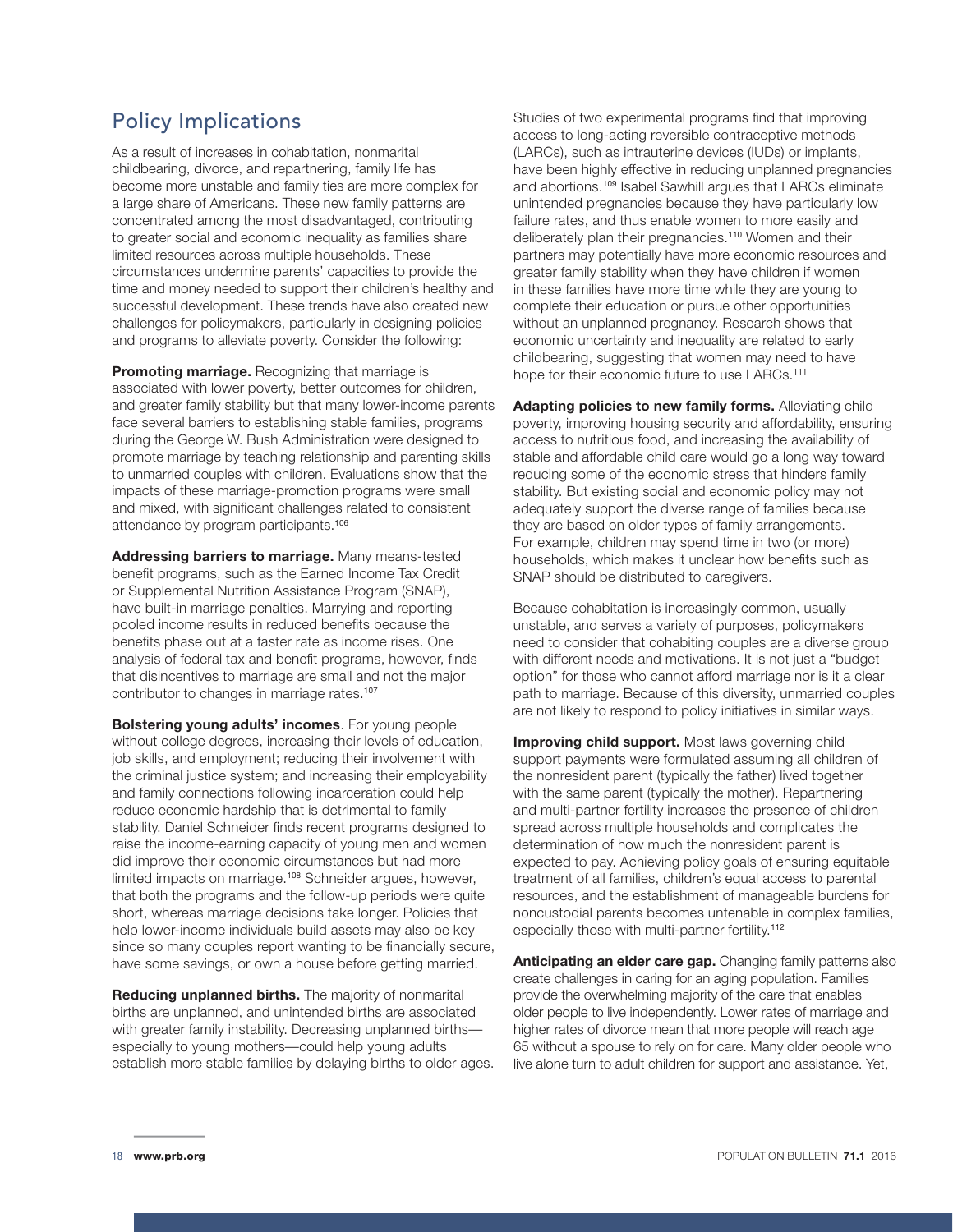## Policy Implications

As a result of increases in cohabitation, nonmarital childbearing, divorce, and repartnering, family life has become more unstable and family ties are more complex for a large share of Americans. These new family patterns are concentrated among the most disadvantaged, contributing to greater social and economic inequality as families share limited resources across multiple households. These circumstances undermine parents' capacities to provide the time and money needed to support their children's healthy and successful development. These trends have also created new challenges for policymakers, particularly in designing policies and programs to alleviate poverty. Consider the following:

**Promoting marriage.** Recognizing that marriage is associated with lower poverty, better outcomes for children, and greater family stability but that many lower-income parents face several barriers to establishing stable families, programs during the George W. Bush Administration were designed to promote marriage by teaching relationship and parenting skills to unmarried couples with children. Evaluations show that the impacts of these marriage-promotion programs were small and mixed, with significant challenges related to consistent attendance by program participants.[106]

**Addressing barriers to marriage.** Many means-tested benefit programs, such as the Earned Income Tax Credit or Supplemental Nutrition Assistance Program (SNAP), have built-in marriage penalties. Marrying and reporting pooled income results in reduced benefits because the benefits phase out at a faster rate as income rises. One analysis of federal tax and benefit programs, however, finds that disincentives to marriage are small and not the major contributor to changes in marriage rates.[107]

**Bolstering young adults' incomes**. For young people without college degrees, increasing their levels of education, job skills, and employment; reducing their involvement with the criminal justice system; and increasing their employability and family connections following incarceration could help reduce economic hardship that is detrimental to family stability. Daniel Schneider finds recent programs designed to raise the income-earning capacity of young men and women did improve their economic circumstances but had more limited impacts on marriage.[108] Schneider argues, however, that both the programs and the follow-up periods were quite short, whereas marriage decisions take longer. Policies that help lower-income individuals build assets may also be key since so many couples report wanting to be financially secure, have some savings, or own a house before getting married.

**Reducing unplanned births.** The majority of nonmarital births are unplanned, and unintended births are associated with greater family instability. Decreasing unplanned births—especially to young mothers—could help young adults establish more stable families by delaying births to older ages. Studies of two experimental programs find that improving access to long-acting reversible contraceptive methods (LARCs), such as intrauterine devices (IUDs) or implants, have been highly effective in reducing unplanned pregnancies and abortions.[109] Isabel Sawhill argues that LARCs eliminate unintended pregnancies because they have particularly low failure rates, and thus enable women to more easily and deliberately plan their pregnancies.[110] Women and their partners may potentially have more economic resources and greater family stability when they have children if women in these families have more time while they are young to complete their education or pursue other opportunities without an unplanned pregnancy. Research shows that economic uncertainty and inequality are related to early childbearing, suggesting that women may need to have hope for their economic future to use LARCs.[111]

**Adapting policies to new family forms.** Alleviating child poverty, improving housing security and affordability, ensuring access to nutritious food, and increasing the availability of stable and affordable child care would go a long way toward reducing some of the economic stress that hinders family stability. But existing social and economic policy may not adequately support the diverse range of families because they are based on older types of family arrangements. For example, children may spend time in two (or more) households, which makes it unclear how benefits such as SNAP should be distributed to caregivers.

Because cohabitation is increasingly common, usually unstable, and serves a variety of purposes, policymakers need to consider that cohabiting couples are a diverse group with different needs and motivations. It is not just a "budget option" for those who cannot afford marriage nor is it a clear path to marriage. Because of this diversity, unmarried couples are not likely to respond to policy initiatives in similar ways.

**Improving child support.** Most laws governing child support payments were formulated assuming all children of the nonresident parent (typically the father) lived together with the same parent (typically the mother). Repartnering and multi-partner fertility increases the presence of children spread across multiple households and complicates the determination of how much the nonresident parent is expected to pay. Achieving policy goals of ensuring equitable treatment of all families, children's equal access to parental resources, and the establishment of manageable burdens for noncustodial parents becomes untenable in complex families, especially those with multi-partner fertility.[112]

**Anticipating an elder care gap.** Changing family patterns also create challenges in caring for an aging population. Families provide the overwhelming majority of the care that enables older people to live independently. Lower rates of marriage and higher rates of divorce mean that more people will reach age 65 without a spouse to rely on for care. Many older people who live alone turn to adult children for support and assistance. Yet,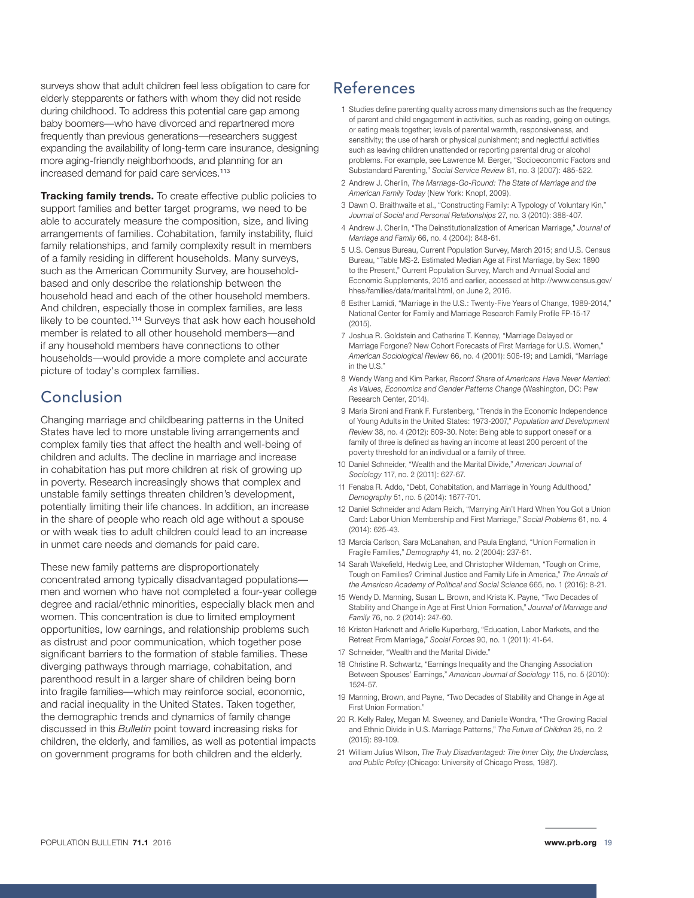surveys show that adult children feel less obligation to care for elderly stepparents or fathers with whom they did not reside during childhood. To address this potential care gap among baby boomers—who have divorced and repartnered more frequently than previous generations—researchers suggest expanding the availability of long-term care insurance, designing more aging-friendly neighborhoods, and planning for an increased demand for paid care services.[113]

**Tracking family trends.** To create effective public policies to support families and better target programs, we need to be able to accurately measure the composition, size, and living arrangements of families. Cohabitation, family instability, fluid family relationships, and family complexity result in members of a family residing in different households. Many surveys, such as the American Community Survey, are household-based and only describe the relationship between the household head and each of the other household members. And children, especially those in complex families, are less likely to be counted.[114] Surveys that ask how each household member is related to all other household members—and if any household members have connections to other households—would provide a more complete and accurate picture of today's complex families.

## Conclusion

Changing marriage and childbearing patterns in the United States have led to more unstable living arrangements and complex family ties that affect the health and well-being of children and adults. The decline in marriage and increase in cohabitation has put more children at risk of growing up in poverty. Research increasingly shows that complex and unstable family settings threaten children's development, potentially limiting their life chances. In addition, an increase in the share of people who reach old age without a spouse or with weak ties to adult children could lead to an increase in unmet care needs and demands for paid care.

These new family patterns are disproportionately concentrated among typically disadvantaged populations—men and women who have not completed a four-year college degree and racial/ethnic minorities, especially black men and women. This concentration is due to limited employment opportunities, low earnings, and relationship problems such as distrust and poor communication, which together pose significant barriers to the formation of stable families. These diverging pathways through marriage, cohabitation, and parenthood result in a larger share of children being born into fragile families—which may reinforce social, economic, and racial inequality in the United States. Taken together, the demographic trends and dynamics of family change discussed in this *Bulletin* point toward increasing risks for children, the elderly, and families, as well as potential impacts on government programs for both children and the elderly.

## References

1. Studies define parenting quality across many dimensions such as the frequency of parent and child engagement in activities, such as reading, going on outings, or eating meals together; levels of parental warmth, responsiveness, and sensitivity; the use of harsh or physical punishment; and neglectful activities such as leaving children unattended or reporting parental drug or alcohol problems. For example, see Lawrence M. Berger, "Socioeconomic Factors and Substandard Parenting," *Social Service Review* 81, no. 3 (2007): 485-522.
2. Andrew J. Cherlin, *The Marriage-Go-Round: The State of Marriage and the American Family Today* (New York: Knopf, 2009).
3. Dawn O. Braithwaite et al., "Constructing Family: A Typology of Voluntary Kin," *Journal of Social and Personal Relationships* 27, no. 3 (2010): 388-407.
4. Andrew J. Cherlin, "The Deinstitutionalization of American Marriage," *Journal of Marriage and Family* 66, no. 4 (2004): 848-61.
5. U.S. Census Bureau, Current Population Survey, March 2015; and U.S. Census Bureau, "Table MS-2. Estimated Median Age at First Marriage, by Sex: 1890 to the Present," Current Population Survey, March and Annual Social and Economic Supplements, 2015 and earlier, accessed at http://www.census.gov/hhes/families/data/marital.html, on June 2, 2016.
6. Esther Lamidi, "Marriage in the U.S.: Twenty-Five Years of Change, 1989-2014," National Center for Family and Marriage Research Family Profile FP-15-17 (2015).
7. Joshua R. Goldstein and Catherine T. Kenney, "Marriage Delayed or Marriage Forgone? New Cohort Forecasts of First Marriage for U.S. Women," *American Sociological Review* 66, no. 4 (2001): 506-19; and Lamidi, "Marriage in the U.S."
8. Wendy Wang and Kim Parker, *Record Share of Americans Have Never Married: As Values, Economics and Gender Patterns Change* (Washington, DC: Pew Research Center, 2014).
9. Maria Sironi and Frank F. Furstenberg, "Trends in the Economic Independence of Young Adults in the United States: 1973-2007," *Population and Development Review* 38, no. 4 (2012): 609-30. Note: Being able to support oneself or a family of three is defined as having an income at least 200 percent of the poverty threshold for an individual or a family of three.
10. Daniel Schneider, "Wealth and the Marital Divide," *American Journal of Sociology* 117, no. 2 (2011): 627-67.
11. Fenaba R. Addo, "Debt, Cohabitation, and Marriage in Young Adulthood," *Demography* 51, no. 5 (2014): 1677-701.
12. Daniel Schneider and Adam Reich, "Marrying Ain't Hard When You Got a Union Card: Labor Union Membership and First Marriage," *Social Problems* 61, no. 4 (2014): 625-43.
13. Marcia Carlson, Sara McLanahan, and Paula England, "Union Formation in Fragile Families," *Demography* 41, no. 2 (2004): 237-61.
14. Sarah Wakefield, Hedwig Lee, and Christopher Wildeman, "Tough on Crime, Tough on Families? Criminal Justice and Family Life in America," *The Annals of the American Academy of Political and Social Science* 665, no. 1 (2016): 8-21.
15. Wendy D. Manning, Susan L. Brown, and Krista K. Payne, "Two Decades of Stability and Change in Age at First Union Formation," *Journal of Marriage and Family* 76, no. 2 (2014): 247-60.
16. Kristen Harknett and Arielle Kuperberg, "Education, Labor Markets, and the Retreat From Marriage," *Social Forces* 90, no. 1 (2011): 41-64.
17. Schneider, "Wealth and the Marital Divide."
18. Christine R. Schwartz, "Earnings Inequality and the Changing Association Between Spouses' Earnings," *American Journal of Sociology* 115, no. 5 (2010): 1524-57.
19. Manning, Brown, and Payne, "Two Decades of Stability and Change in Age at First Union Formation."
20. R. Kelly Raley, Megan M. Sweeney, and Danielle Wondra, "The Growing Racial and Ethnic Divide in U.S. Marriage Patterns," *The Future of Children* 25, no. 2 (2015): 89-109.
21. William Julius Wilson, *The Truly Disadvantaged: The Inner City, the Underclass, and Public Policy* (Chicago: University of Chicago Press, 1987).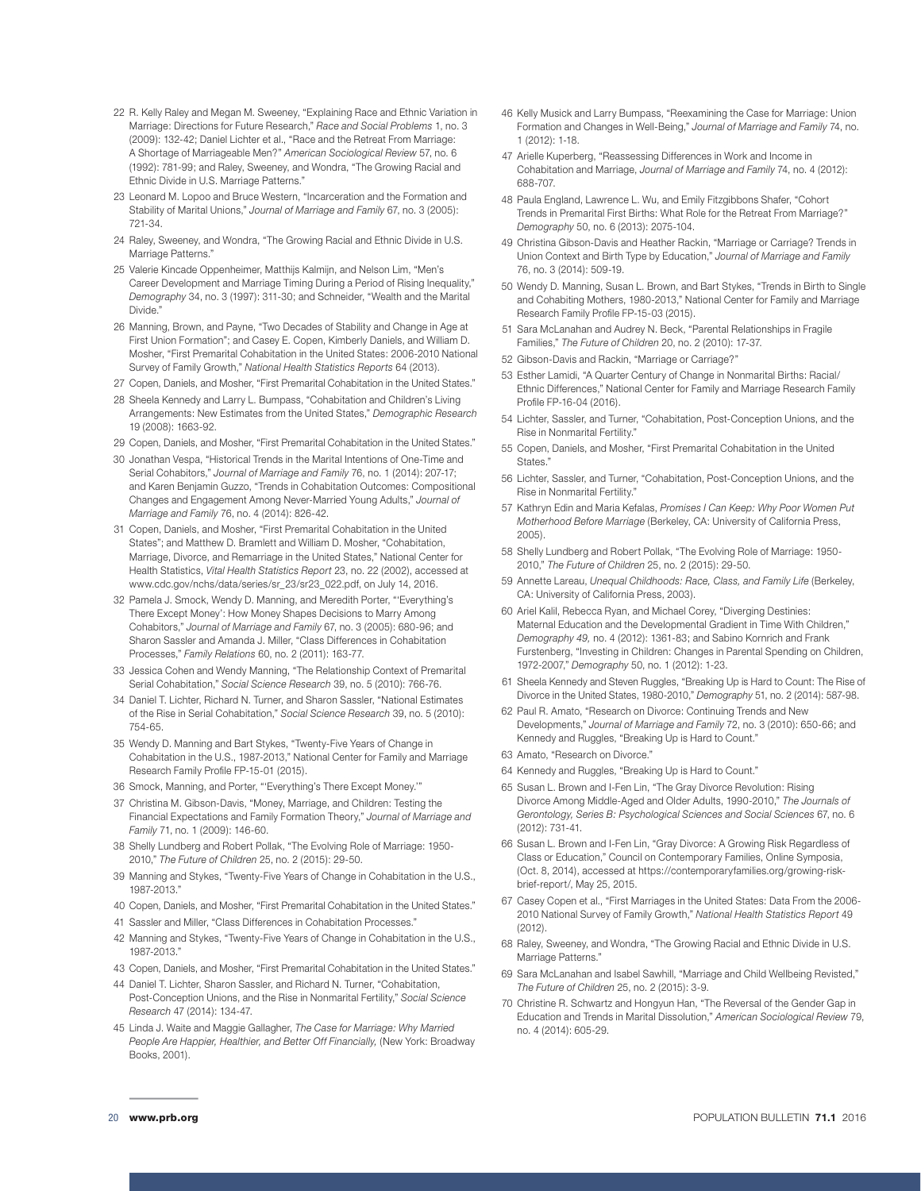22 R. Kelly Raley and Megan M. Sweeney, "Explaining Race and Ethnic Variation in Marriage: Directions for Future Research," *Race and Social Problems* 1, no. 3 (2009): 132-42; Daniel Lichter et al., "Race and the Retreat From Marriage: A Shortage of Marriageable Men?" *American Sociological Review* 57, no. 6 (1992): 781-99; and Raley, Sweeney, and Wondra, "The Growing Racial and Ethnic Divide in U.S. Marriage Patterns."

23 Leonard M. Lopoo and Bruce Western, "Incarceration and the Formation and Stability of Marital Unions," *Journal of Marriage and Family* 67, no. 3 (2005): 721-34.

24 Raley, Sweeney, and Wondra, "The Growing Racial and Ethnic Divide in U.S. Marriage Patterns."

25 Valerie Kincade Oppenheimer, Matthijs Kalmijn, and Nelson Lim, "Men's Career Development and Marriage Timing During a Period of Rising Inequality," *Demography* 34, no. 3 (1997): 311-30; and Schneider, "Wealth and the Marital Divide."

26 Manning, Brown, and Payne, "Two Decades of Stability and Change in Age at First Union Formation"; and Casey E. Copen, Kimberly Daniels, and William D. Mosher, "First Premarital Cohabitation in the United States: 2006-2010 National Survey of Family Growth," *National Health Statistics Reports* 64 (2013).

27 Copen, Daniels, and Mosher, "First Premarital Cohabitation in the United States."

28 Sheela Kennedy and Larry L. Bumpass, "Cohabitation and Children's Living Arrangements: New Estimates from the United States," *Demographic Research* 19 (2008): 1663-92.

29 Copen, Daniels, and Mosher, "First Premarital Cohabitation in the United States."

30 Jonathan Vespa, "Historical Trends in the Marital Intentions of One-Time and Serial Cohabitors," *Journal of Marriage and Family* 76, no. 1 (2014): 207-17; and Karen Benjamin Guzzo, "Trends in Cohabitation Outcomes: Compositional Changes and Engagement Among Never-Married Young Adults," *Journal of Marriage and Family* 76, no. 4 (2014): 826-42.

31 Copen, Daniels, and Mosher, "First Premarital Cohabitation in the United States"; and Matthew D. Bramlett and William D. Mosher, "Cohabitation, Marriage, Divorce, and Remarriage in the United States," National Center for Health Statistics, *Vital Health Statistics Report* 23, no. 22 (2002), accessed at www.cdc.gov/nchs/data/series/sr_23/sr23_022.pdf, on July 14, 2016.

32 Pamela J. Smock, Wendy D. Manning, and Meredith Porter, "'Everything's There Except Money': How Money Shapes Decisions to Marry Among Cohabitors," *Journal of Marriage and Family* 67, no. 3 (2005): 680-96; and Sharon Sassler and Amanda J. Miller, "Class Differences in Cohabitation Processes," *Family Relations* 60, no. 2 (2011): 163-77.

33 Jessica Cohen and Wendy Manning, "The Relationship Context of Premarital Serial Cohabitation," *Social Science Research* 39, no. 5 (2010): 766-76.

34 Daniel T. Lichter, Richard N. Turner, and Sharon Sassler, "National Estimates of the Rise in Serial Cohabitation," *Social Science Research* 39, no. 5 (2010): 754-65.

35 Wendy D. Manning and Bart Stykes, "Twenty-Five Years of Change in Cohabitation in the U.S., 1987-2013," National Center for Family and Marriage Research Family Profile FP-15-01 (2015).

36 Smock, Manning, and Porter, "'Everything's There Except Money.'"

37 Christina M. Gibson-Davis, "Money, Marriage, and Children: Testing the Financial Expectations and Family Formation Theory," *Journal of Marriage and Family* 71, no. 1 (2009): 146-60.

38 Shelly Lundberg and Robert Pollak, "The Evolving Role of Marriage: 1950-2010," *The Future of Children* 25, no. 2 (2015): 29-50.

39 Manning and Stykes, "Twenty-Five Years of Change in Cohabitation in the U.S., 1987-2013."

40 Copen, Daniels, and Mosher, "First Premarital Cohabitation in the United States."

41 Sassler and Miller, "Class Differences in Cohabitation Processes."

42 Manning and Stykes, "Twenty-Five Years of Change in Cohabitation in the U.S., 1987-2013."

43 Copen, Daniels, and Mosher, "First Premarital Cohabitation in the United States."

44 Daniel T. Lichter, Sharon Sassler, and Richard N. Turner, "Cohabitation, Post-Conception Unions, and the Rise in Nonmarital Fertility," *Social Science Research* 47 (2014): 134-47.

45 Linda J. Waite and Maggie Gallagher, *The Case for Marriage: Why Married People Are Happier, Healthier, and Better Off Financially,* (New York: Broadway Books, 2001).

46 Kelly Musick and Larry Bumpass, "Reexamining the Case for Marriage: Union Formation and Changes in Well-Being," *Journal of Marriage and Family* 74, no. 1 (2012): 1-18.

47 Arielle Kuperberg, "Reassessing Differences in Work and Income in Cohabitation and Marriage, *Journal of Marriage and Family* 74, no. 4 (2012): 688-707.

48 Paula England, Lawrence L. Wu, and Emily Fitzgibbons Shafer, "Cohort Trends in Premarital First Births: What Role for the Retreat From Marriage?" *Demography* 50, no. 6 (2013): 2075-104.

49 Christina Gibson-Davis and Heather Rackin, "Marriage or Carriage? Trends in Union Context and Birth Type by Education," *Journal of Marriage and Family* 76, no. 3 (2014): 509-19.

50 Wendy D. Manning, Susan L. Brown, and Bart Stykes, "Trends in Birth to Single and Cohabiting Mothers, 1980-2013," National Center for Family and Marriage Research Family Profile FP-15-03 (2015).

51 Sara McLanahan and Audrey N. Beck, "Parental Relationships in Fragile Families," *The Future of Children* 20, no. 2 (2010): 17-37.

52 Gibson-Davis and Rackin, "Marriage or Carriage?"

53 Esther Lamidi, "A Quarter Century of Change in Nonmarital Births: Racial/Ethnic Differences," National Center for Family and Marriage Research Family Profile FP-16-04 (2016).

54 Lichter, Sassler, and Turner, "Cohabitation, Post-Conception Unions, and the Rise in Nonmarital Fertility."

55 Copen, Daniels, and Mosher, "First Premarital Cohabitation in the United States."

56 Lichter, Sassler, and Turner, "Cohabitation, Post-Conception Unions, and the Rise in Nonmarital Fertility."

57 Kathryn Edin and Maria Kefalas, *Promises I Can Keep: Why Poor Women Put Motherhood Before Marriage* (Berkeley, CA: University of California Press, 2005).

58 Shelly Lundberg and Robert Pollak, "The Evolving Role of Marriage: 1950-2010," *The Future of Children* 25, no. 2 (2015): 29-50.

59 Annette Lareau, *Unequal Childhoods: Race, Class, and Family Life* (Berkeley, CA: University of California Press, 2003).

60 Ariel Kalil, Rebecca Ryan, and Michael Corey, "Diverging Destinies: Maternal Education and the Developmental Gradient in Time With Children," *Demography 49,* no. 4 (2012): 1361-83; and Sabino Kornrich and Frank Furstenberg, "Investing in Children: Changes in Parental Spending on Children, 1972-2007," *Demography* 50, no. 1 (2012): 1-23.

61 Sheela Kennedy and Steven Ruggles, "Breaking Up is Hard to Count: The Rise of Divorce in the United States, 1980-2010," *Demography* 51, no. 2 (2014): 587-98.

62 Paul R. Amato, "Research on Divorce: Continuing Trends and New Developments," *Journal of Marriage and Family* 72, no. 3 (2010): 650-66; and Kennedy and Ruggles, "Breaking Up is Hard to Count."

63 Amato, "Research on Divorce."

64 Kennedy and Ruggles, "Breaking Up is Hard to Count."

65 Susan L. Brown and I-Fen Lin, "The Gray Divorce Revolution: Rising Divorce Among Middle-Aged and Older Adults, 1990-2010," *The Journals of Gerontology, Series B: Psychological Sciences and Social Sciences* 67, no. 6 (2012): 731-41.

66 Susan L. Brown and I-Fen Lin, "Gray Divorce: A Growing Risk Regardless of Class or Education," Council on Contemporary Families, Online Symposia, (Oct. 8, 2014), accessed at https://contemporaryfamilies.org/growing-risk-brief-report/, May 25, 2015.

67 Casey Copen et al., "First Marriages in the United States: Data From the 2006-2010 National Survey of Family Growth," *National Health Statistics Report* 49 (2012).

68 Raley, Sweeney, and Wondra, "The Growing Racial and Ethnic Divide in U.S. Marriage Patterns."

69 Sara McLanahan and Isabel Sawhill, "Marriage and Child Wellbeing Revisited," *The Future of Children* 25, no. 2 (2015): 3-9.

70 Christine R. Schwartz and Hongyun Han, "The Reversal of the Gender Gap in Education and Trends in Marital Dissolution," *American Sociological Review* 79, no. 4 (2014): 605-29.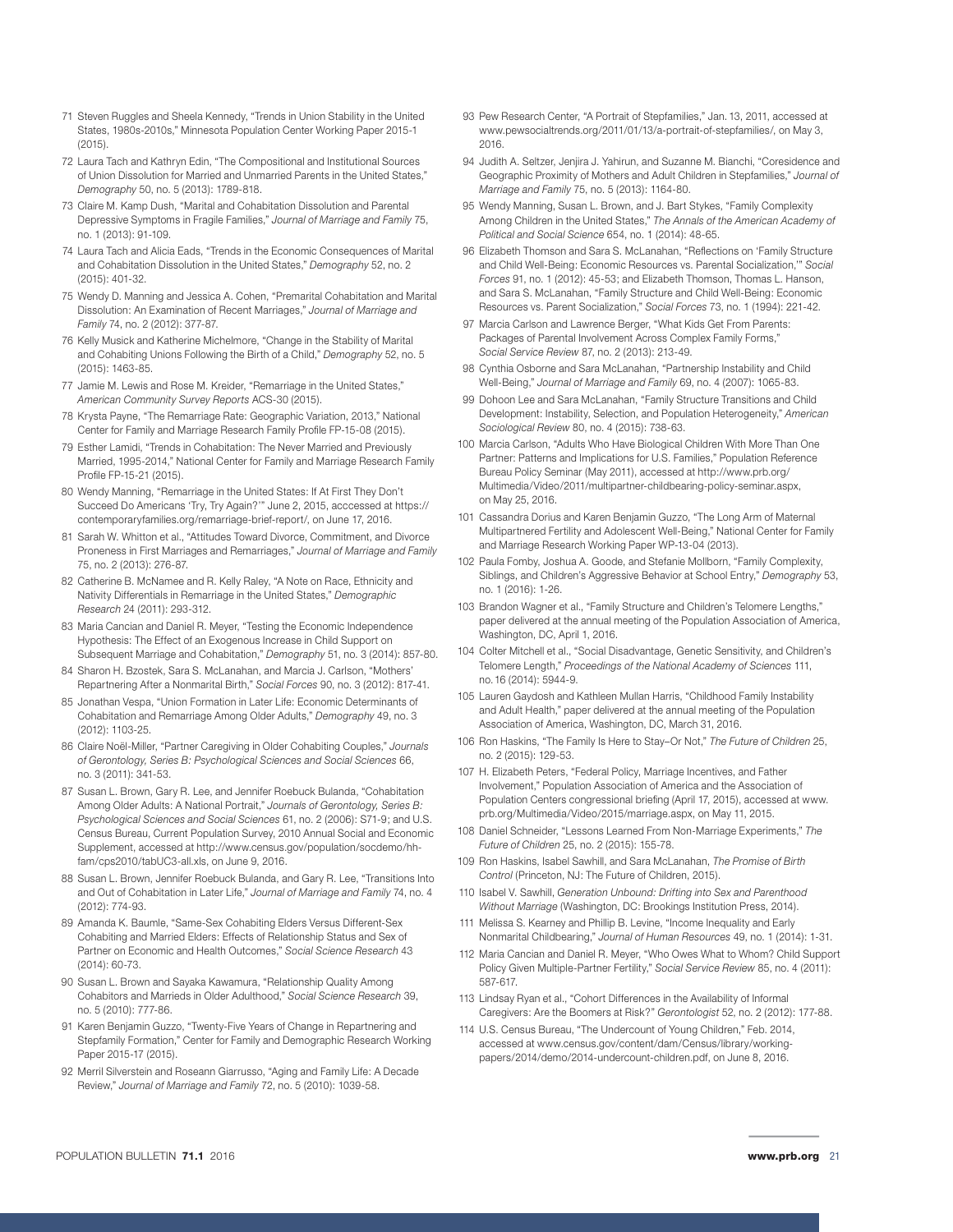71 Steven Ruggles and Sheela Kennedy, "Trends in Union Stability in the United States, 1980s-2010s," Minnesota Population Center Working Paper 2015-1 (2015).

72 Laura Tach and Kathryn Edin, "The Compositional and Institutional Sources of Union Dissolution for Married and Unmarried Parents in the United States," *Demography* 50, no. 5 (2013): 1789-818.

73 Claire M. Kamp Dush, "Marital and Cohabitation Dissolution and Parental Depressive Symptoms in Fragile Families," *Journal of Marriage and Family* 75, no. 1 (2013): 91-109.

74 Laura Tach and Alicia Eads, "Trends in the Economic Consequences of Marital and Cohabitation Dissolution in the United States," *Demography* 52, no. 2 (2015): 401-32.

75 Wendy D. Manning and Jessica A. Cohen, "Premarital Cohabitation and Marital Dissolution: An Examination of Recent Marriages," *Journal of Marriage and Family* 74, no. 2 (2012): 377-87.

76 Kelly Musick and Katherine Michelmore, "Change in the Stability of Marital and Cohabiting Unions Following the Birth of a Child," *Demography* 52, no. 5 (2015): 1463-85.

77 Jamie M. Lewis and Rose M. Kreider, "Remarriage in the United States," *American Community Survey Reports* ACS-30 (2015).

78 Krysta Payne, "The Remarriage Rate: Geographic Variation, 2013," National Center for Family and Marriage Research Family Profile FP-15-08 (2015).

79 Esther Lamidi, "Trends in Cohabitation: The Never Married and Previously Married, 1995-2014," National Center for Family and Marriage Research Family Profile FP-15-21 (2015).

80 Wendy Manning, "Remarriage in the United States: If At First They Don't Succeed Do Americans 'Try, Try Again?'" June 2, 2015, acccessed at https://contemporaryfamilies.org/remarriage-brief-report/, on June 17, 2016.

81 Sarah W. Whitton et al., "Attitudes Toward Divorce, Commitment, and Divorce Proneness in First Marriages and Remarriages," *Journal of Marriage and Family* 75, no. 2 (2013): 276-87.

82 Catherine B. McNamee and R. Kelly Raley, "A Note on Race, Ethnicity and Nativity Differentials in Remarriage in the United States," *Demographic Research* 24 (2011): 293-312.

83 Maria Cancian and Daniel R. Meyer, "Testing the Economic Independence Hypothesis: The Effect of an Exogenous Increase in Child Support on Subsequent Marriage and Cohabitation," *Demography* 51, no. 3 (2014): 857-80.

84 Sharon H. Bzostek, Sara S. McLanahan, and Marcia J. Carlson, "Mothers' Repartnering After a Nonmarital Birth," *Social Forces* 90, no. 3 (2012): 817-41.

85 Jonathan Vespa, "Union Formation in Later Life: Economic Determinants of Cohabitation and Remarriage Among Older Adults," *Demography* 49, no. 3 (2012): 1103-25.

86 Claire Noël-Miller, "Partner Caregiving in Older Cohabiting Couples," *Journals of Gerontology, Series B: Psychological Sciences and Social Sciences* 66, no. 3 (2011): 341-53.

87 Susan L. Brown, Gary R. Lee, and Jennifer Roebuck Bulanda, "Cohabitation Among Older Adults: A National Portrait," *Journals of Gerontology, Series B: Psychological Sciences and Social Sciences* 61, no. 2 (2006): S71-9; and U.S. Census Bureau, Current Population Survey, 2010 Annual Social and Economic Supplement, accessed at http://www.census.gov/population/socdemo/hh-fam/cps2010/tabUC3-all.xls, on June 9, 2016.

88 Susan L. Brown, Jennifer Roebuck Bulanda, and Gary R. Lee, "Transitions Into and Out of Cohabitation in Later Life," *Journal of Marriage and Family* 74, no. 4 (2012): 774-93.

89 Amanda K. Baumle, "Same-Sex Cohabiting Elders Versus Different-Sex Cohabiting and Married Elders: Effects of Relationship Status and Sex of Partner on Economic and Health Outcomes," *Social Science Research* 43 (2014): 60-73.

90 Susan L. Brown and Sayaka Kawamura, "Relationship Quality Among Cohabitors and Marrieds in Older Adulthood," *Social Science Research* 39, no. 5 (2010): 777-86.

91 Karen Benjamin Guzzo, "Twenty-Five Years of Change in Repartnering and Stepfamily Formation," Center for Family and Demographic Research Working Paper 2015-17 (2015).

92 Merril Silverstein and Roseann Giarrusso, "Aging and Family Life: A Decade Review," *Journal of Marriage and Family* 72, no. 5 (2010): 1039-58.

93 Pew Research Center, "A Portrait of Stepfamilies," Jan. 13, 2011, accessed at www.pewsocialtrends.org/2011/01/13/a-portrait-of-stepfamilies/, on May 3, 2016.

94 Judith A. Seltzer, Jenjira J. Yahirun, and Suzanne M. Bianchi, "Coresidence and Geographic Proximity of Mothers and Adult Children in Stepfamilies," *Journal of Marriage and Family* 75, no. 5 (2013): 1164-80.

95 Wendy Manning, Susan L. Brown, and J. Bart Stykes, "Family Complexity Among Children in the United States," *The Annals of the American Academy of Political and Social Science* 654, no. 1 (2014): 48-65.

96 Elizabeth Thomson and Sara S. McLanahan, "Reflections on 'Family Structure and Child Well-Being: Economic Resources vs. Parental Socialization,'" *Social Forces* 91, no. 1 (2012): 45-53; and Elizabeth Thomson, Thomas L. Hanson, and Sara S. McLanahan, "Family Structure and Child Well-Being: Economic Resources vs. Parent Socialization," *Social Forces* 73, no. 1 (1994): 221-42.

97 Marcia Carlson and Lawrence Berger, "What Kids Get From Parents: Packages of Parental Involvement Across Complex Family Forms," *Social Service Review* 87, no. 2 (2013): 213-49.

98 Cynthia Osborne and Sara McLanahan, "Partnership Instability and Child Well-Being," *Journal of Marriage and Family* 69, no. 4 (2007): 1065-83.

99 Dohoon Lee and Sara McLanahan, "Family Structure Transitions and Child Development: Instability, Selection, and Population Heterogeneity," *American Sociological Review* 80, no. 4 (2015): 738-63.

100 Marcia Carlson, "Adults Who Have Biological Children With More Than One Partner: Patterns and Implications for U.S. Families," Population Reference Bureau Policy Seminar (May 2011), accessed at http://www.prb.org/Multimedia/Video/2011/multipartner-childbearing-policy-seminar.aspx, on May 25, 2016.

101 Cassandra Dorius and Karen Benjamin Guzzo, "The Long Arm of Maternal Multipartnered Fertility and Adolescent Well-Being," National Center for Family and Marriage Research Working Paper WP-13-04 (2013).

102 Paula Fomby, Joshua A. Goode, and Stefanie Mollborn, "Family Complexity, Siblings, and Children's Aggressive Behavior at School Entry," *Demography* 53, no. 1 (2016): 1-26.

103 Brandon Wagner et al., "Family Structure and Children's Telomere Lengths," paper delivered at the annual meeting of the Population Association of America, Washington, DC, April 1, 2016.

104 Colter Mitchell et al., "Social Disadvantage, Genetic Sensitivity, and Children's Telomere Length," *Proceedings of the National Academy of Sciences* 111, no. 16 (2014): 5944-9.

105 Lauren Gaydosh and Kathleen Mullan Harris, "Childhood Family Instability and Adult Health," paper delivered at the annual meeting of the Population Association of America, Washington, DC, March 31, 2016.

106 Ron Haskins, "The Family Is Here to Stay–Or Not," *The Future of Children* 25, no. 2 (2015): 129-53.

107 H. Elizabeth Peters, "Federal Policy, Marriage Incentives, and Father Involvement," Population Association of America and the Association of Population Centers congressional briefing (April 17, 2015), accessed at www.prb.org/Multimedia/Video/2015/marriage.aspx, on May 11, 2015.

108 Daniel Schneider, "Lessons Learned From Non-Marriage Experiments," *The Future of Children* 25, no. 2 (2015): 155-78.

109 Ron Haskins, Isabel Sawhill, and Sara McLanahan, *The Promise of Birth Control* (Princeton, NJ: The Future of Children, 2015).

110 Isabel V. Sawhill, *Generation Unbound: Drifting into Sex and Parenthood Without Marriage* (Washington, DC: Brookings Institution Press, 2014).

111 Melissa S. Kearney and Phillip B. Levine, "Income Inequality and Early Nonmarital Childbearing," *Journal of Human Resources* 49, no. 1 (2014): 1-31.

112 Maria Cancian and Daniel R. Meyer, "Who Owes What to Whom? Child Support Policy Given Multiple-Partner Fertility," *Social Service Review* 85, no. 4 (2011): 587-617.

113 Lindsay Ryan et al., "Cohort Differences in the Availability of Informal Caregivers: Are the Boomers at Risk?" *Gerontologist* 52, no. 2 (2012): 177-88.

114 U.S. Census Bureau, "The Undercount of Young Children," Feb. 2014, accessed at www.census.gov/content/dam/Census/library/working-papers/2014/demo/2014-undercount-children.pdf, on June 8, 2016.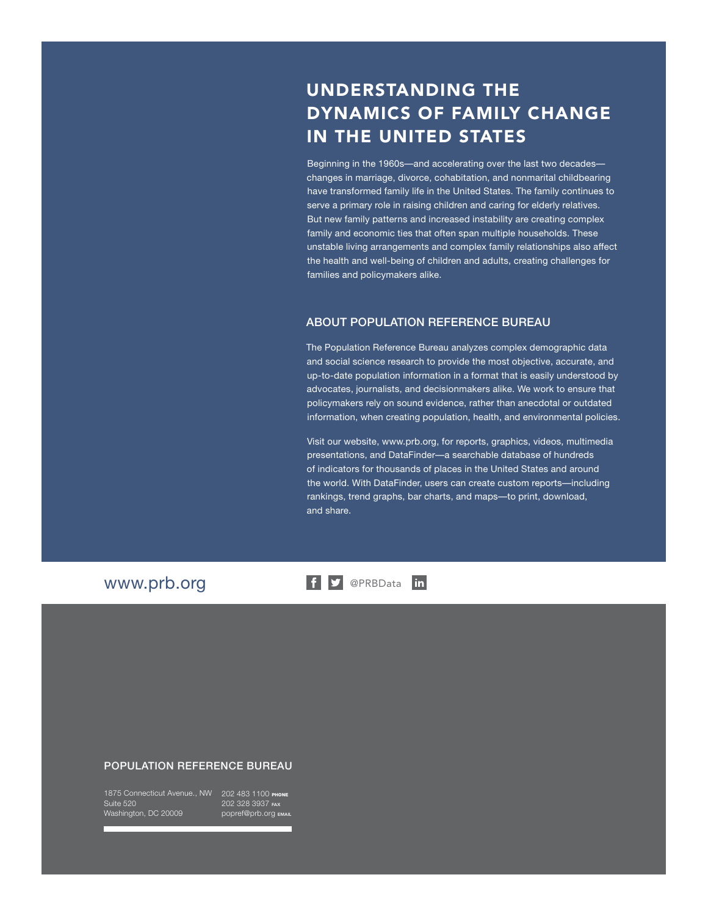# UNDERSTANDING THE DYNAMICS OF FAMILY CHANGE IN THE UNITED STATES

Beginning in the 1960s—and accelerating over the last two decades—changes in marriage, divorce, cohabitation, and nonmarital childbearing have transformed family life in the United States. The family continues to serve a primary role in raising children and caring for elderly relatives. But new family patterns and increased instability are creating complex family and economic ties that often span multiple households. These unstable living arrangements and complex family relationships also affect the health and well-being of children and adults, creating challenges for families and policymakers alike.

## ABOUT POPULATION REFERENCE BUREAU

The Population Reference Bureau analyzes complex demographic data and social science research to provide the most objective, accurate, and up-to-date population information in a format that is easily understood by advocates, journalists, and decisionmakers alike. We work to ensure that policymakers rely on sound evidence, rather than anecdotal or outdated information, when creating population, health, and environmental policies.

Visit our website, www.prb.org, for reports, graphics, videos, multimedia presentations, and DataFinder—a searchable database of hundreds of indicators for thousands of places in the United States and around the world. With DataFinder, users can create custom reports—including rankings, trend graphs, bar charts, and maps—to print, download, and share.

www.prb.org

@PRBData

## POPULATION REFERENCE BUREAU

1875 Connecticut Avenue., NW
Suite 520
Washington, DC 20009

202 483 1100 PHONE
202 328 3937 FAX
popref@prb.org EMAIL